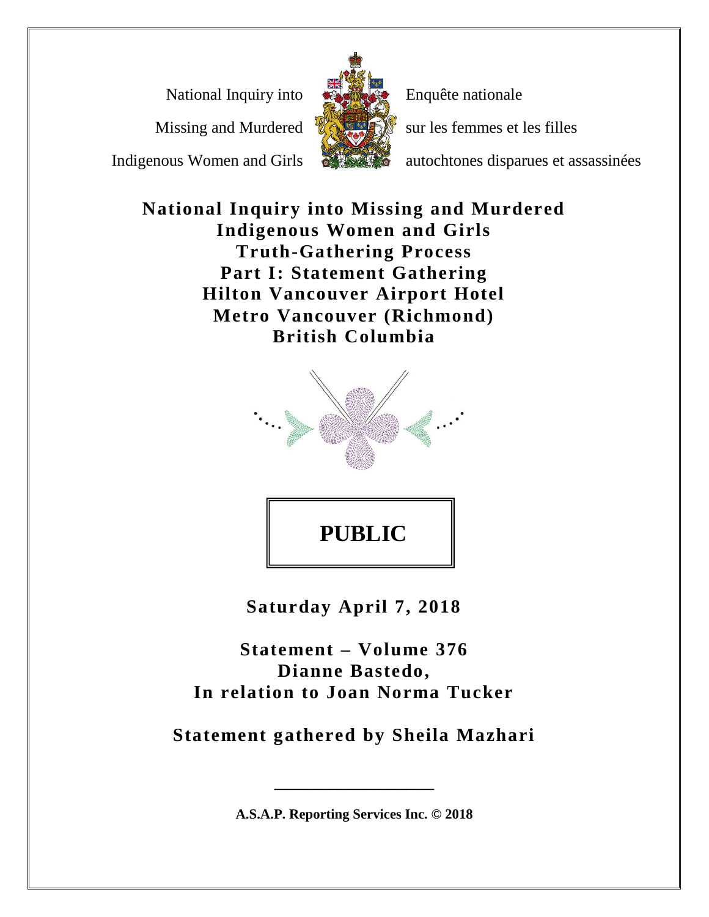National Inquiry into Missing and Murdered Indigenous Women and Girls

Enquête nationale sur les femmes et les filles autochtones disparues et assassinées

# National Inquiry into Missing and Murdered Indigenous Women and Girls
# Truth-Gathering Process
# Part I: Statement Gathering
# Hilton Vancouver Airport Hotel
# Metro Vancouver (Richmond)
# British Columbia

**PUBLIC**

**Saturday April 7, 2018**

**Statement – Volume 376**
**Dianne Bastedo,**
**In relation to Joan Norma Tucker**

**Statement gathered by Sheila Mazhari**

**A.S.A.P. Reporting Services Inc. © 2018**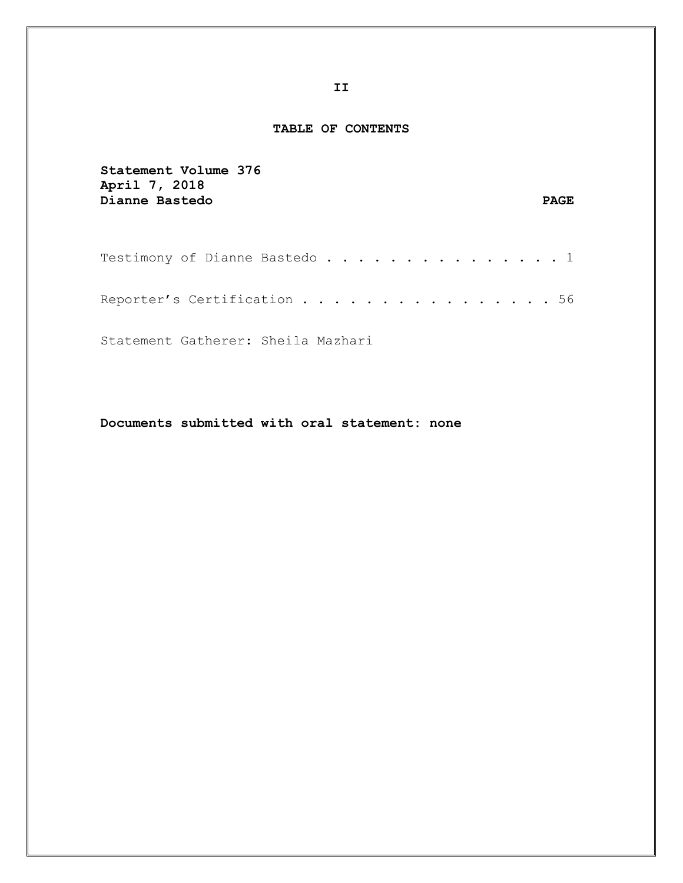## TABLE OF CONTENTS

**Statement Volume 376**
**April 7, 2018**
**Dianne Bastedo** **PAGE**

Testimony of Dianne Bastedo . . . . . . . . . . . . . . . . 1

Reporter's Certification . . . . . . . . . . . . . . . . . 56

Statement Gatherer: Sheila Mazhari

**Documents submitted with oral statement: none**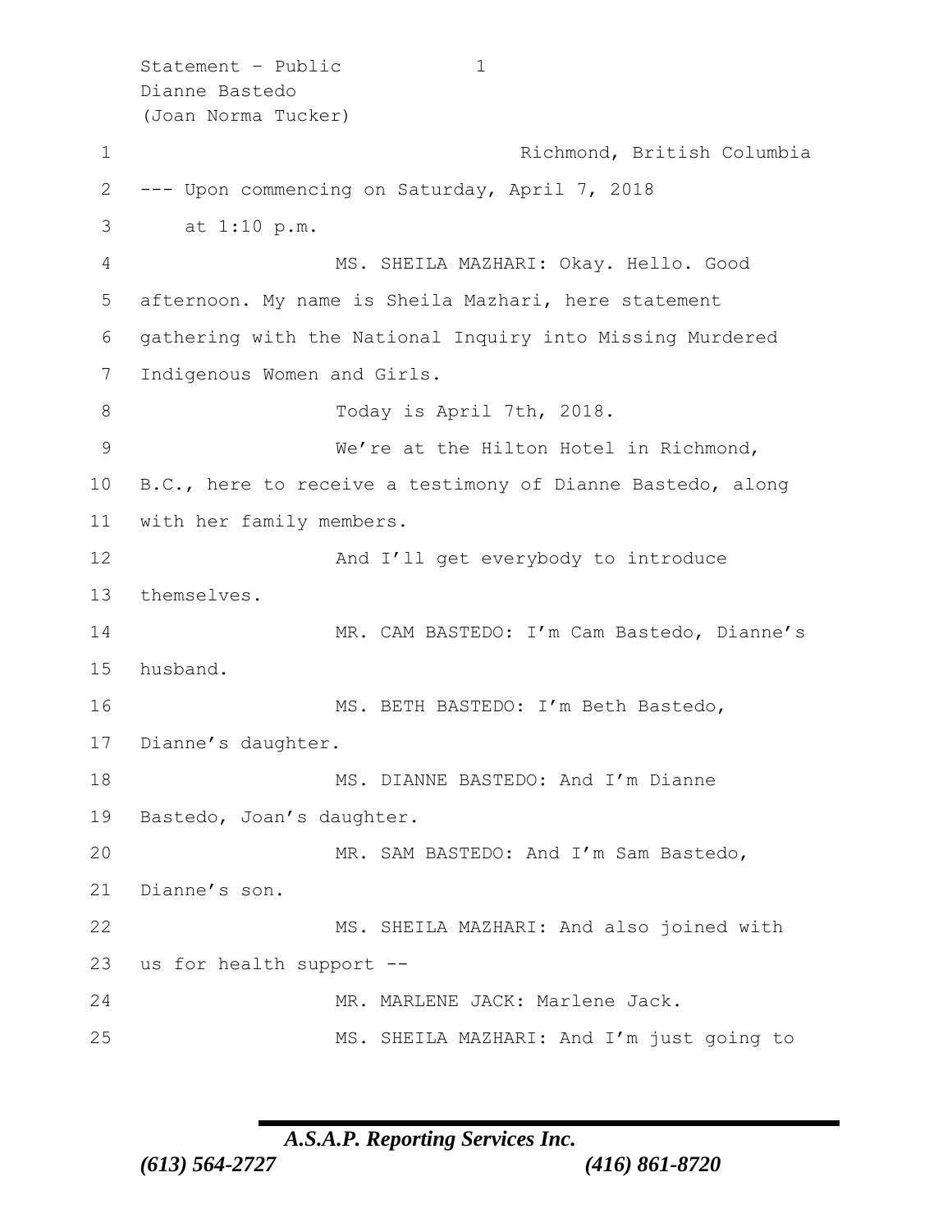Richmond, British Columbia

--- Upon commencing on Saturday, April 7, 2018 at 1:10 p.m.

MS. SHEILA MAZHARI: Okay. Hello. Good afternoon. My name is Sheila Mazhari, here statement gathering with the National Inquiry into Missing Murdered Indigenous Women and Girls.

Today is April 7th, 2018.

We're at the Hilton Hotel in Richmond, B.C., here to receive a testimony of Dianne Bastedo, along with her family members.

And I'll get everybody to introduce themselves.

MR. CAM BASTEDO: I'm Cam Bastedo, Dianne's husband.

MS. BETH BASTEDO: I'm Beth Bastedo, Dianne's daughter.

MS. DIANNE BASTEDO: And I'm Dianne Bastedo, Joan's daughter.

MR. SAM BASTEDO: And I'm Sam Bastedo, Dianne's son.

MS. SHEILA MAZHARI: And also joined with us for health support --

MR. MARLENE JACK: Marlene Jack.

MS. SHEILA MAZHARI: And I'm just going to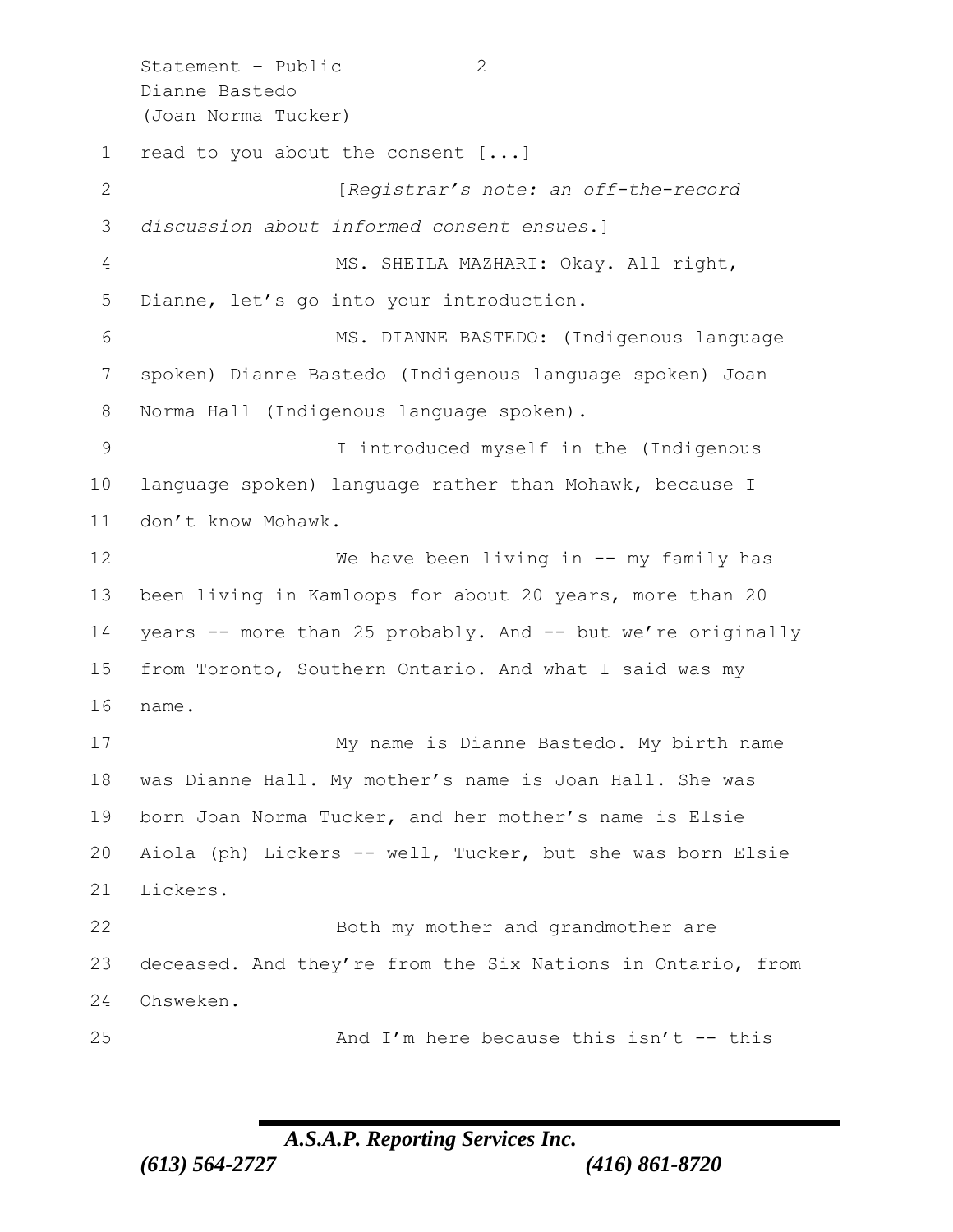read to you about the consent [...]

[*Registrar's note: an off-the-record discussion about informed consent ensues.*]

MS. SHEILA MAZHARI: Okay. All right, Dianne, let's go into your introduction.

MS. DIANNE BASTEDO: (Indigenous language spoken) Dianne Bastedo (Indigenous language spoken) Joan Norma Hall (Indigenous language spoken).

I introduced myself in the (Indigenous language spoken) language rather than Mohawk, because I don't know Mohawk.

We have been living in -- my family has been living in Kamloops for about 20 years, more than 20 years -- more than 25 probably. And -- but we're originally from Toronto, Southern Ontario. And what I said was my name.

My name is Dianne Bastedo. My birth name was Dianne Hall. My mother's name is Joan Hall. She was born Joan Norma Tucker, and her mother's name is Elsie Aiola (ph) Lickers -- well, Tucker, but she was born Elsie Lickers.

Both my mother and grandmother are deceased. And they're from the Six Nations in Ontario, from Ohsweken.

And I'm here because this isn't -- this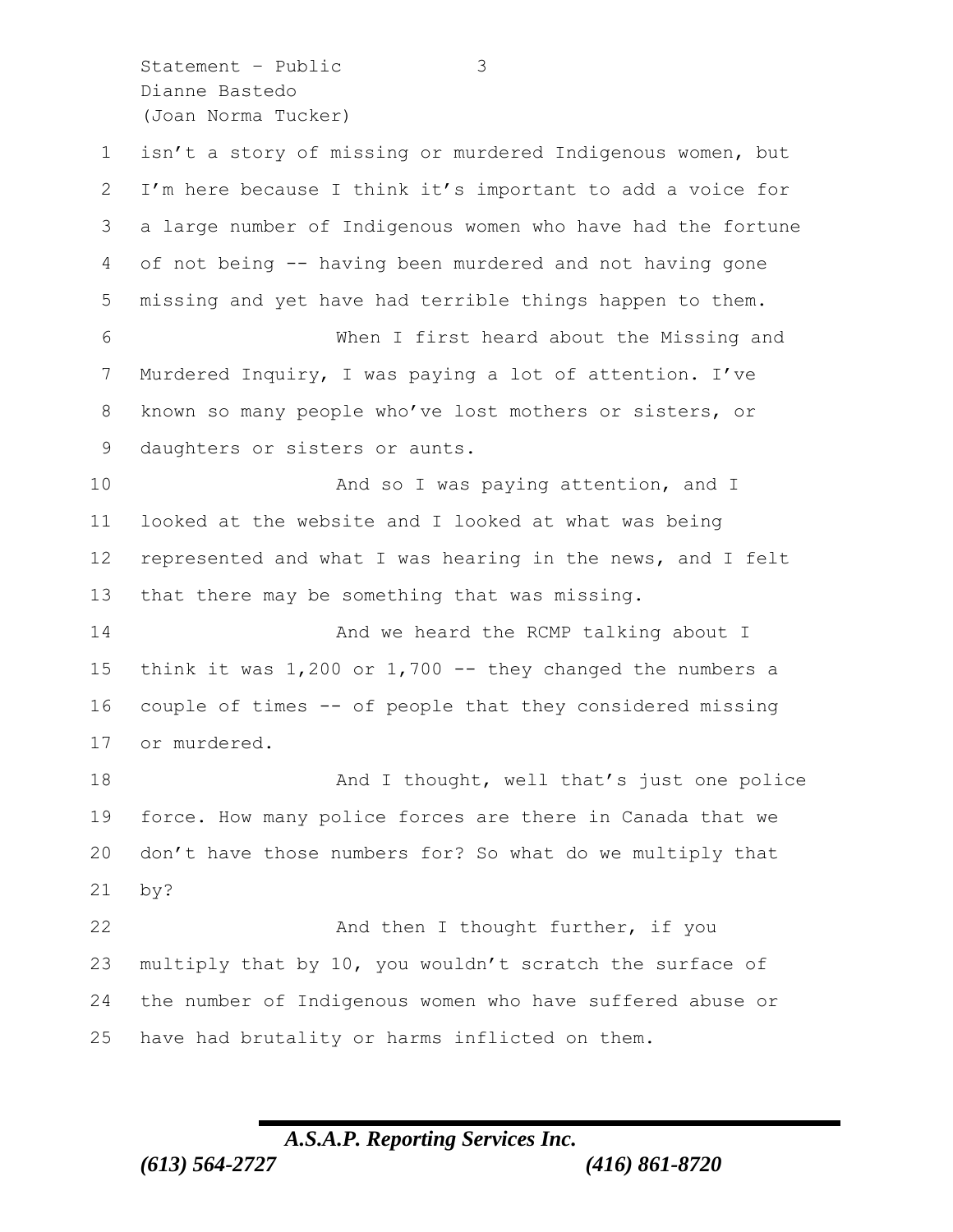isn't a story of missing or murdered Indigenous women, but I'm here because I think it's important to add a voice for a large number of Indigenous women who have had the fortune of not being -- having been murdered and not having gone missing and yet have had terrible things happen to them.

When I first heard about the Missing and Murdered Inquiry, I was paying a lot of attention. I've known so many people who've lost mothers or sisters, or daughters or sisters or aunts.

And so I was paying attention, and I looked at the website and I looked at what was being represented and what I was hearing in the news, and I felt that there may be something that was missing.

And we heard the RCMP talking about I think it was 1,200 or 1,700 -- they changed the numbers a couple of times -- of people that they considered missing or murdered.

And I thought, well that's just one police force. How many police forces are there in Canada that we don't have those numbers for? So what do we multiply that by?

And then I thought further, if you multiply that by 10, you wouldn't scratch the surface of the number of Indigenous women who have suffered abuse or have had brutality or harms inflicted on them.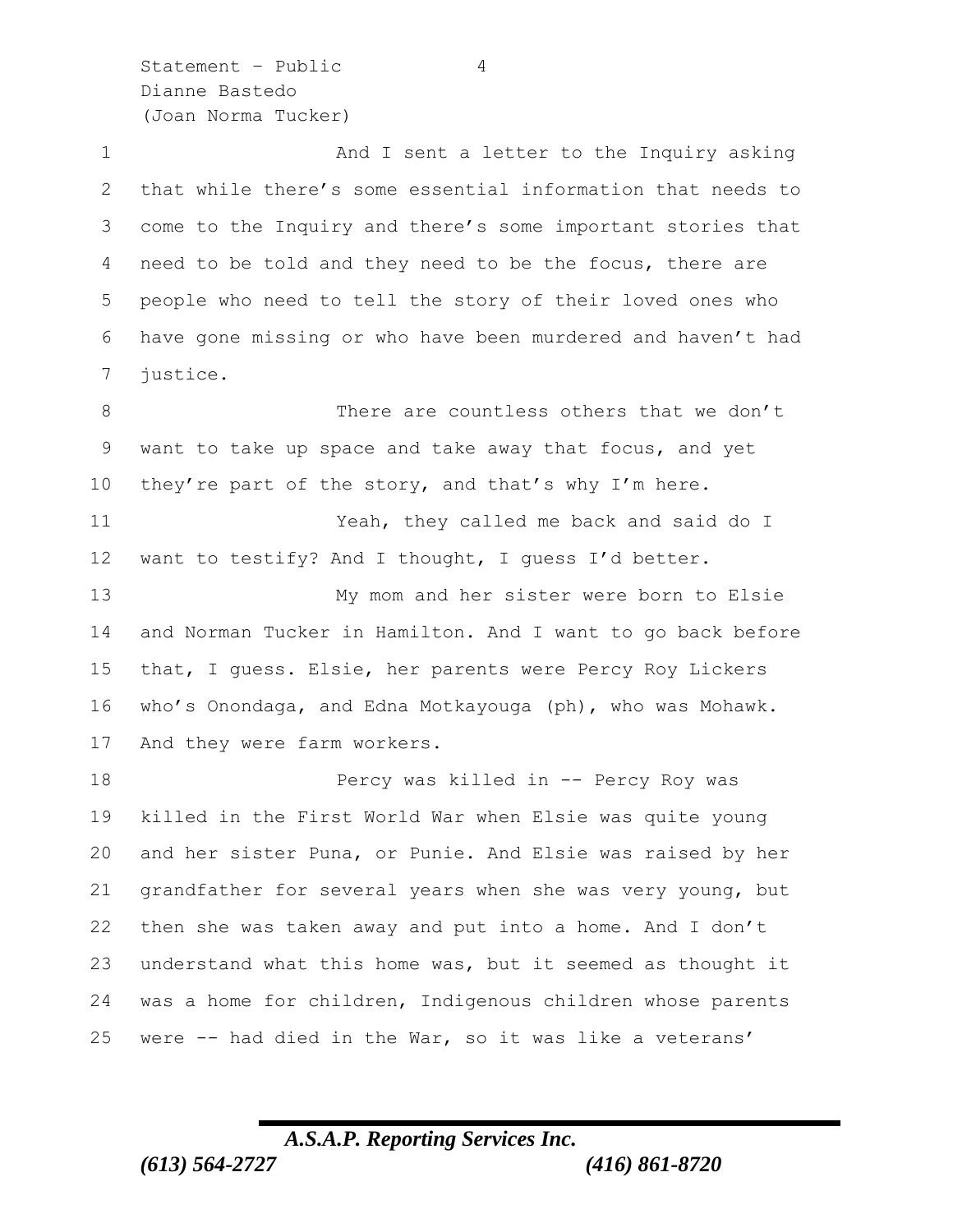And I sent a letter to the Inquiry asking that while there's some essential information that needs to come to the Inquiry and there's some important stories that need to be told and they need to be the focus, there are people who need to tell the story of their loved ones who have gone missing or who have been murdered and haven't had justice.

There are countless others that we don't want to take up space and take away that focus, and yet they're part of the story, and that's why I'm here.

Yeah, they called me back and said do I want to testify? And I thought, I guess I'd better.

My mom and her sister were born to Elsie and Norman Tucker in Hamilton. And I want to go back before that, I guess. Elsie, her parents were Percy Roy Lickers who's Onondaga, and Edna Motkayouga (ph), who was Mohawk. And they were farm workers.

Percy was killed in -- Percy Roy was killed in the First World War when Elsie was quite young and her sister Puna, or Punie. And Elsie was raised by her grandfather for several years when she was very young, but then she was taken away and put into a home. And I don't understand what this home was, but it seemed as thought it was a home for children, Indigenous children whose parents were -- had died in the War, so it was like a veterans'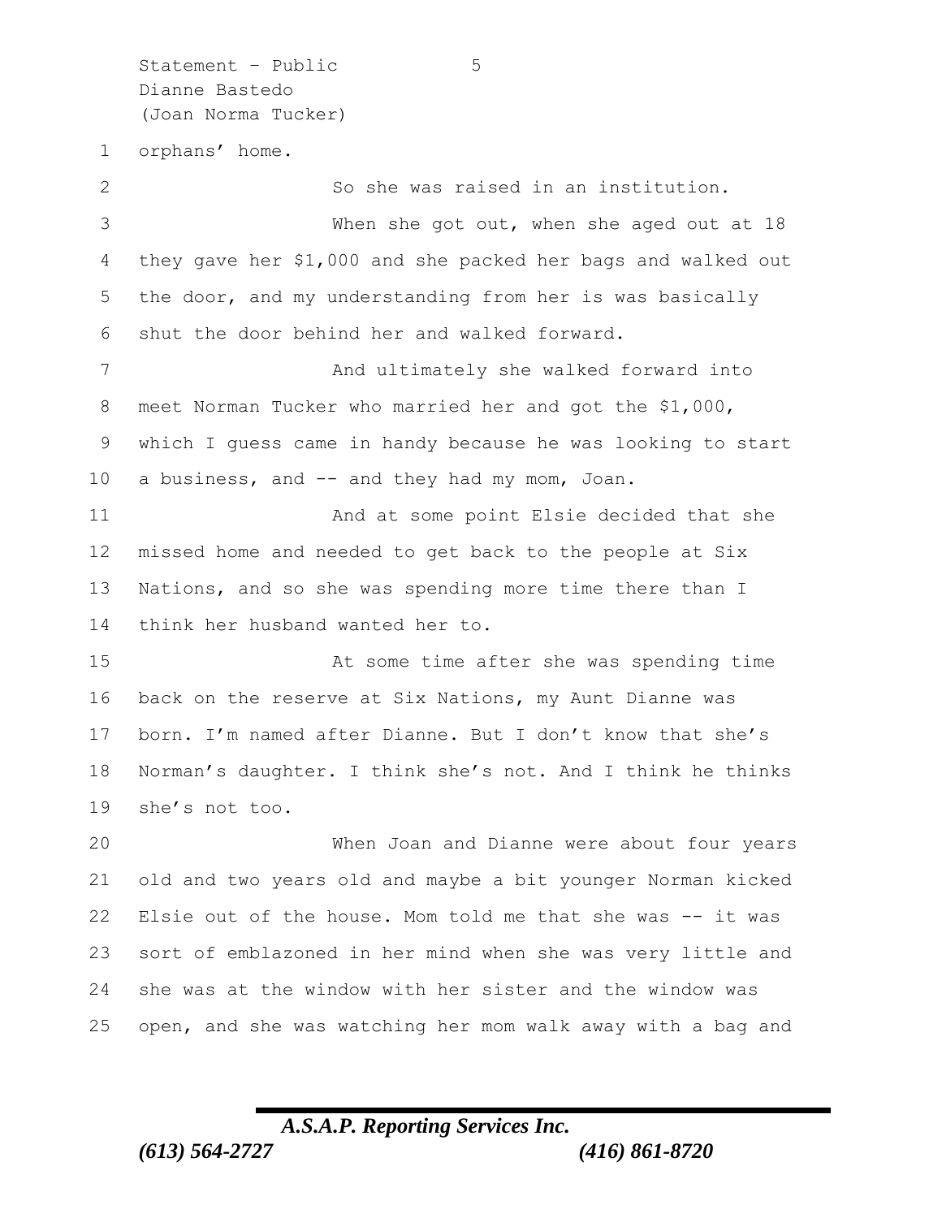orphans' home.

So she was raised in an institution.

When she got out, when she aged out at 18 they gave her $1,000 and she packed her bags and walked out the door, and my understanding from her is was basically shut the door behind her and walked forward.

And ultimately she walked forward into meet Norman Tucker who married her and got the $1,000, which I guess came in handy because he was looking to start a business, and -- and they had my mom, Joan.

And at some point Elsie decided that she missed home and needed to get back to the people at Six Nations, and so she was spending more time there than I think her husband wanted her to.

At some time after she was spending time back on the reserve at Six Nations, my Aunt Dianne was born. I'm named after Dianne. But I don't know that she's Norman's daughter. I think she's not. And I think he thinks she's not too.

When Joan and Dianne were about four years old and two years old and maybe a bit younger Norman kicked Elsie out of the house. Mom told me that she was -- it was sort of emblazoned in her mind when she was very little and she was at the window with her sister and the window was open, and she was watching her mom walk away with a bag and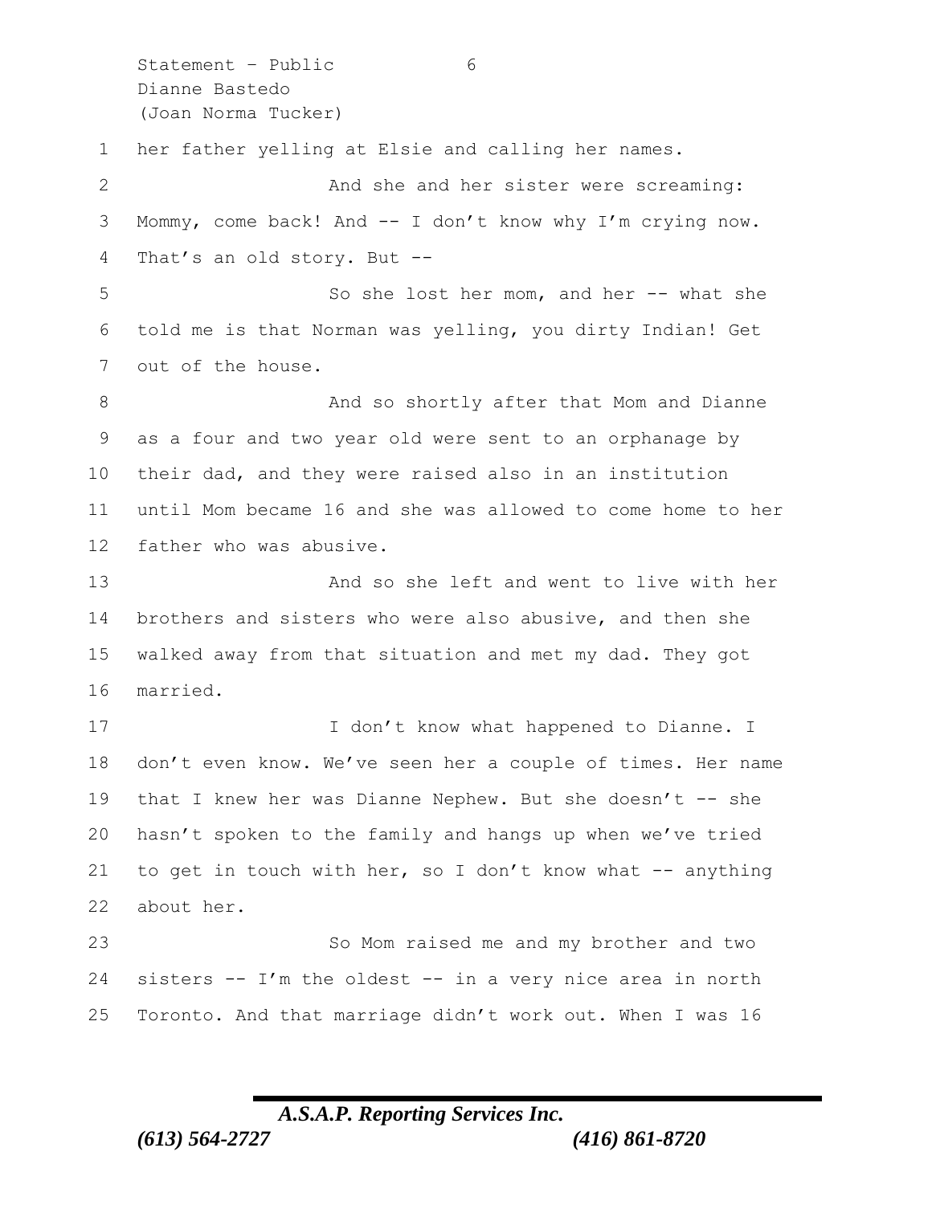her father yelling at Elsie and calling her names.

And she and her sister were screaming: Mommy, come back! And -- I don't know why I'm crying now. That's an old story. But --

So she lost her mom, and her -- what she told me is that Norman was yelling, you dirty Indian! Get out of the house.

And so shortly after that Mom and Dianne as a four and two year old were sent to an orphanage by their dad, and they were raised also in an institution until Mom became 16 and she was allowed to come home to her father who was abusive.

And so she left and went to live with her brothers and sisters who were also abusive, and then she walked away from that situation and met my dad. They got married.

I don't know what happened to Dianne. I don't even know. We've seen her a couple of times. Her name that I knew her was Dianne Nephew. But she doesn't -- she hasn't spoken to the family and hangs up when we've tried to get in touch with her, so I don't know what -- anything about her.

So Mom raised me and my brother and two sisters -- I'm the oldest -- in a very nice area in north Toronto. And that marriage didn't work out. When I was 16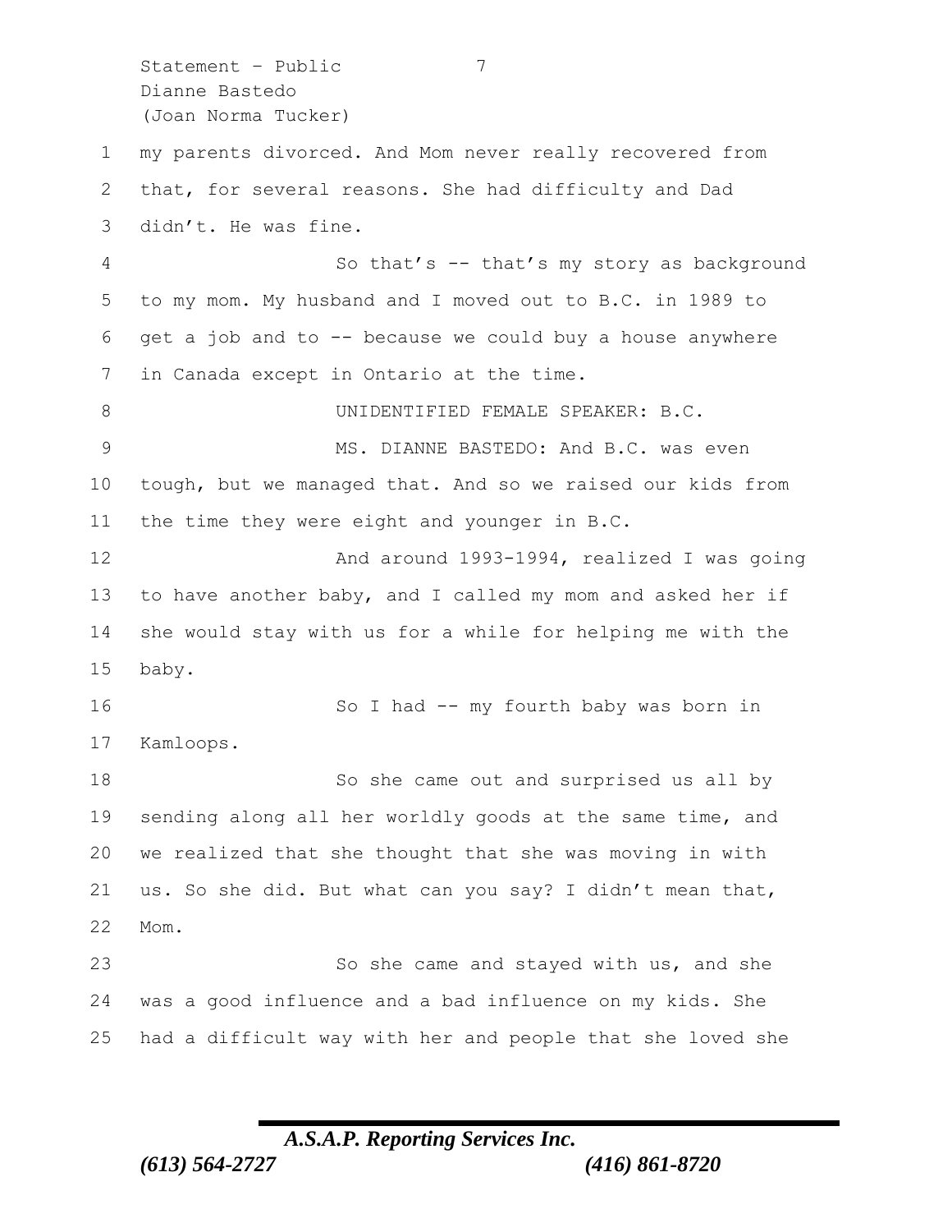my parents divorced. And Mom never really recovered from that, for several reasons. She had difficulty and Dad didn't. He was fine.

So that's -- that's my story as background to my mom. My husband and I moved out to B.C. in 1989 to get a job and to -- because we could buy a house anywhere in Canada except in Ontario at the time.

UNIDENTIFIED FEMALE SPEAKER: B.C.

MS. DIANNE BASTEDO: And B.C. was even tough, but we managed that. And so we raised our kids from the time they were eight and younger in B.C.

And around 1993-1994, realized I was going to have another baby, and I called my mom and asked her if she would stay with us for a while for helping me with the baby.

So I had -- my fourth baby was born in Kamloops.

So she came out and surprised us all by sending along all her worldly goods at the same time, and we realized that she thought that she was moving in with us. So she did. But what can you say? I didn't mean that, Mom.

So she came and stayed with us, and she was a good influence and a bad influence on my kids. She had a difficult way with her and people that she loved she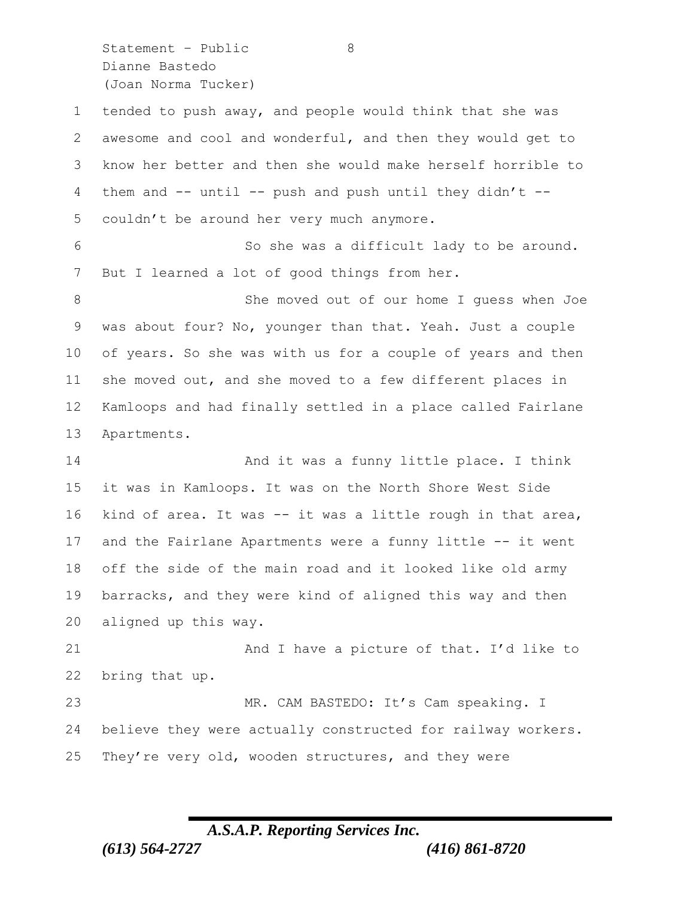tended to push away, and people would think that she was awesome and cool and wonderful, and then they would get to know her better and then she would make herself horrible to them and -- until -- push and push until they didn't -- couldn't be around her very much anymore.

So she was a difficult lady to be around. But I learned a lot of good things from her.

She moved out of our home I guess when Joe was about four? No, younger than that. Yeah. Just a couple of years. So she was with us for a couple of years and then she moved out, and she moved to a few different places in Kamloops and had finally settled in a place called Fairlane Apartments.

And it was a funny little place. I think it was in Kamloops. It was on the North Shore West Side kind of area. It was -- it was a little rough in that area, and the Fairlane Apartments were a funny little -- it went off the side of the main road and it looked like old army barracks, and they were kind of aligned this way and then aligned up this way.

And I have a picture of that. I'd like to bring that up.

MR. CAM BASTEDO: It's Cam speaking. I believe they were actually constructed for railway workers. They're very old, wooden structures, and they were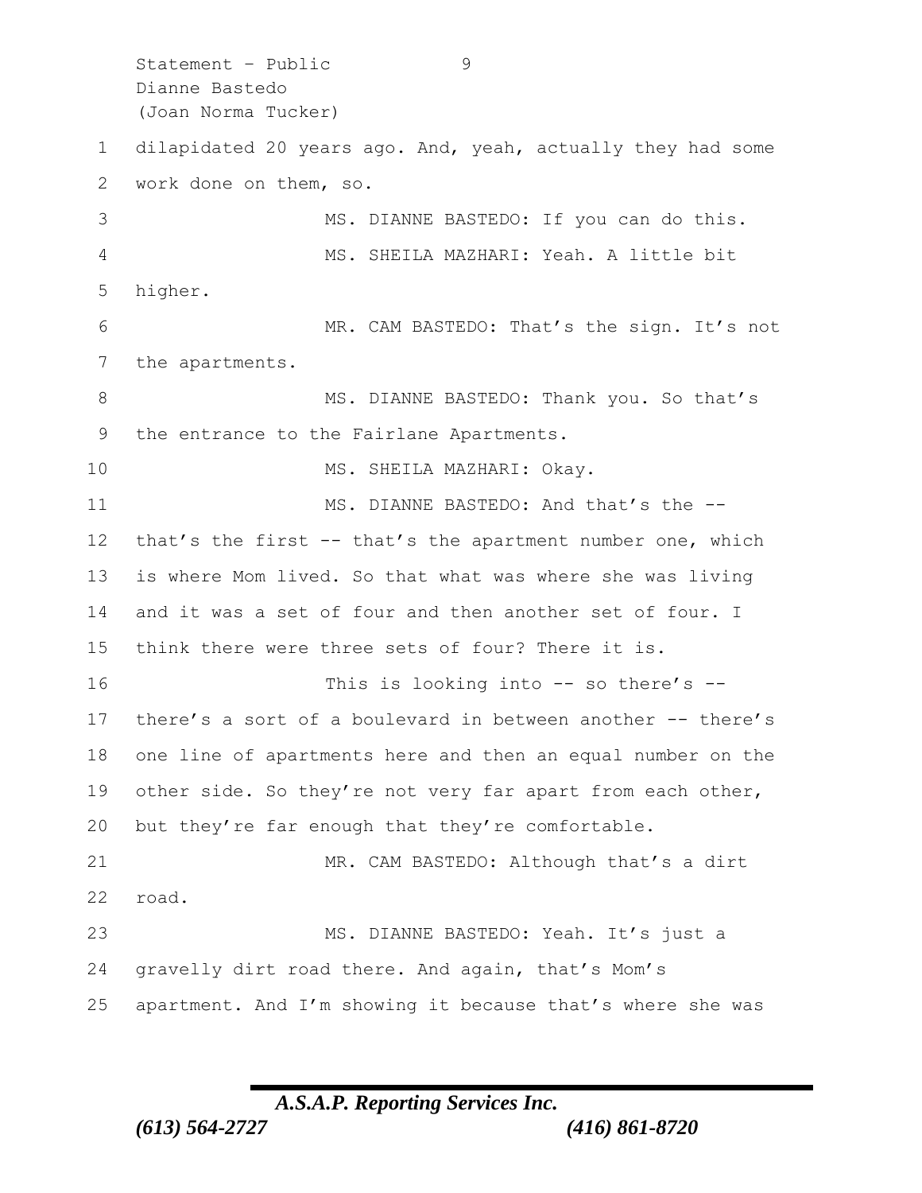dilapidated 20 years ago. And, yeah, actually they had some work done on them, so.

MS. DIANNE BASTEDO: If you can do this.

MS. SHEILA MAZHARI: Yeah. A little bit higher.

MR. CAM BASTEDO: That's the sign. It's not the apartments.

MS. DIANNE BASTEDO: Thank you. So that's the entrance to the Fairlane Apartments.

MS. SHEILA MAZHARI: Okay.

MS. DIANNE BASTEDO: And that's the -- that's the first -- that's the apartment number one, which is where Mom lived. So that what was where she was living and it was a set of four and then another set of four. I think there were three sets of four? There it is.

This is looking into -- so there's -- there's a sort of a boulevard in between another -- there's one line of apartments here and then an equal number on the other side. So they're not very far apart from each other, but they're far enough that they're comfortable.

MR. CAM BASTEDO: Although that's a dirt road.

MS. DIANNE BASTEDO: Yeah. It's just a gravelly dirt road there. And again, that's Mom's apartment. And I'm showing it because that's where she was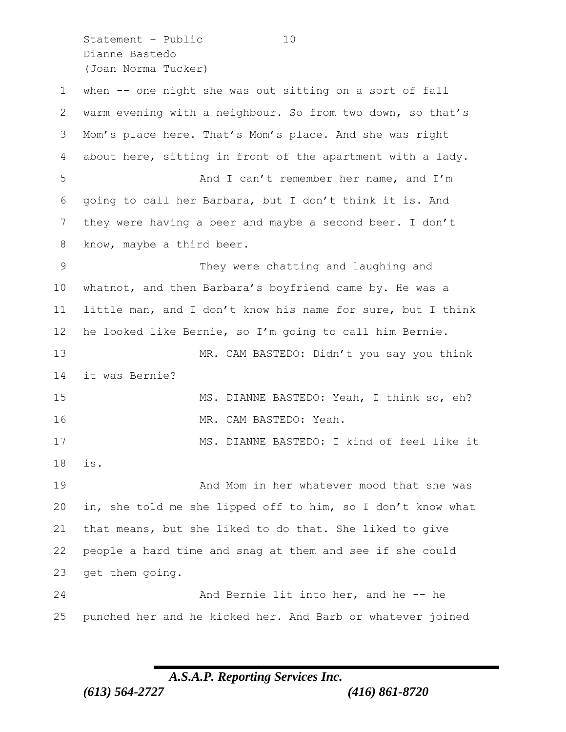when -- one night she was out sitting on a sort of fall warm evening with a neighbour. So from two down, so that's Mom's place here. That's Mom's place. And she was right about here, sitting in front of the apartment with a lady.

And I can't remember her name, and I'm going to call her Barbara, but I don't think it is. And they were having a beer and maybe a second beer. I don't know, maybe a third beer.

They were chatting and laughing and whatnot, and then Barbara's boyfriend came by. He was a little man, and I don't know his name for sure, but I think he looked like Bernie, so I'm going to call him Bernie.

MR. CAM BASTEDO: Didn't you say you think it was Bernie?

MS. DIANNE BASTEDO: Yeah, I think so, eh?

MR. CAM BASTEDO: Yeah.

MS. DIANNE BASTEDO: I kind of feel like it is.

And Mom in her whatever mood that she was in, she told me she lipped off to him, so I don't know what that means, but she liked to do that. She liked to give people a hard time and snag at them and see if she could get them going.

And Bernie lit into her, and he -- he punched her and he kicked her. And Barb or whatever joined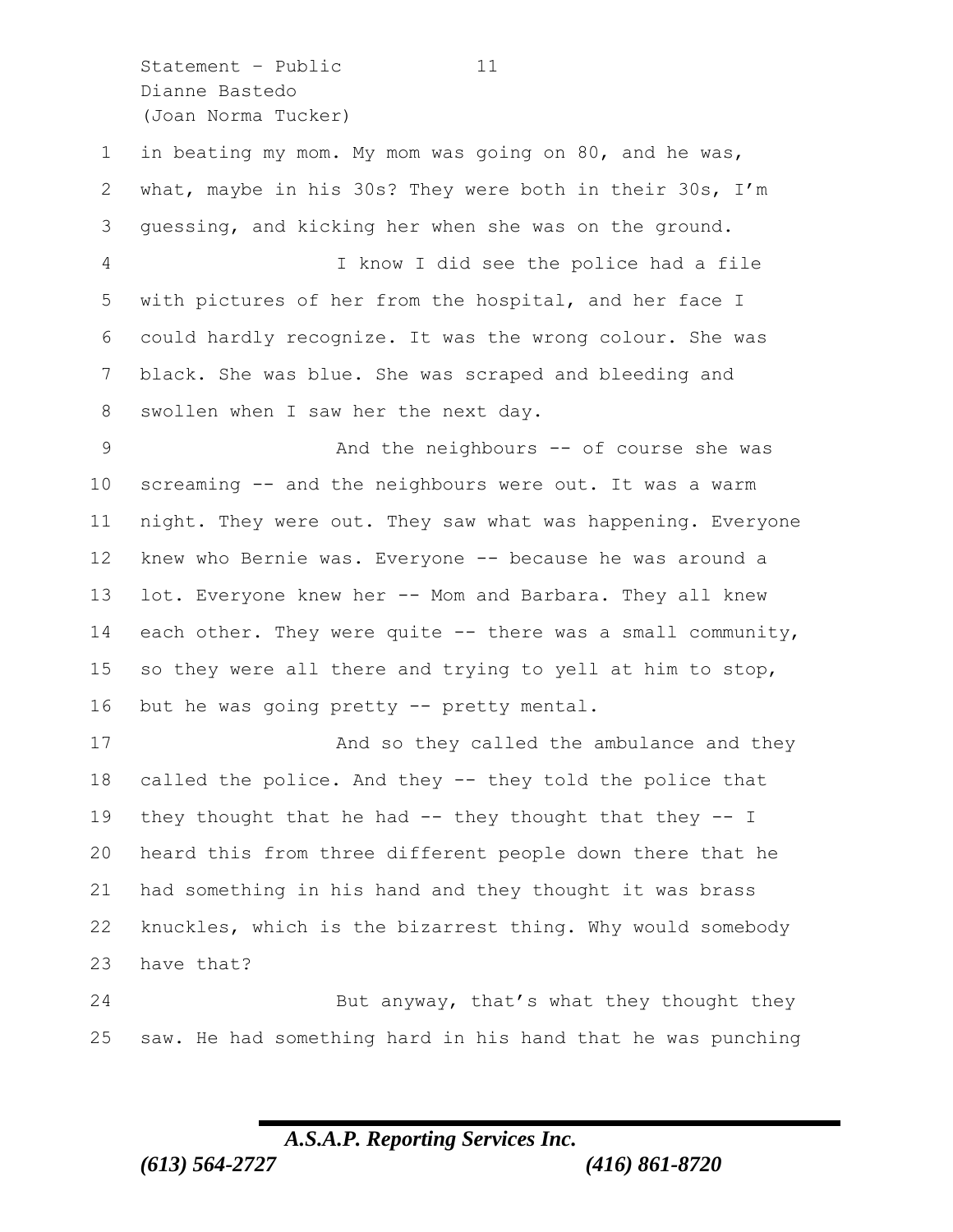in beating my mom. My mom was going on 80, and he was, what, maybe in his 30s? They were both in their 30s, I'm guessing, and kicking her when she was on the ground.

I know I did see the police had a file with pictures of her from the hospital, and her face I could hardly recognize. It was the wrong colour. She was black. She was blue. She was scraped and bleeding and swollen when I saw her the next day.

And the neighbours -- of course she was screaming -- and the neighbours were out. It was a warm night. They were out. They saw what was happening. Everyone knew who Bernie was. Everyone -- because he was around a lot. Everyone knew her -- Mom and Barbara. They all knew each other. They were quite -- there was a small community, so they were all there and trying to yell at him to stop, but he was going pretty -- pretty mental.

And so they called the ambulance and they called the police. And they -- they told the police that they thought that he had -- they thought that they -- I heard this from three different people down there that he had something in his hand and they thought it was brass knuckles, which is the bizarrest thing. Why would somebody have that?

But anyway, that's what they thought they saw. He had something hard in his hand that he was punching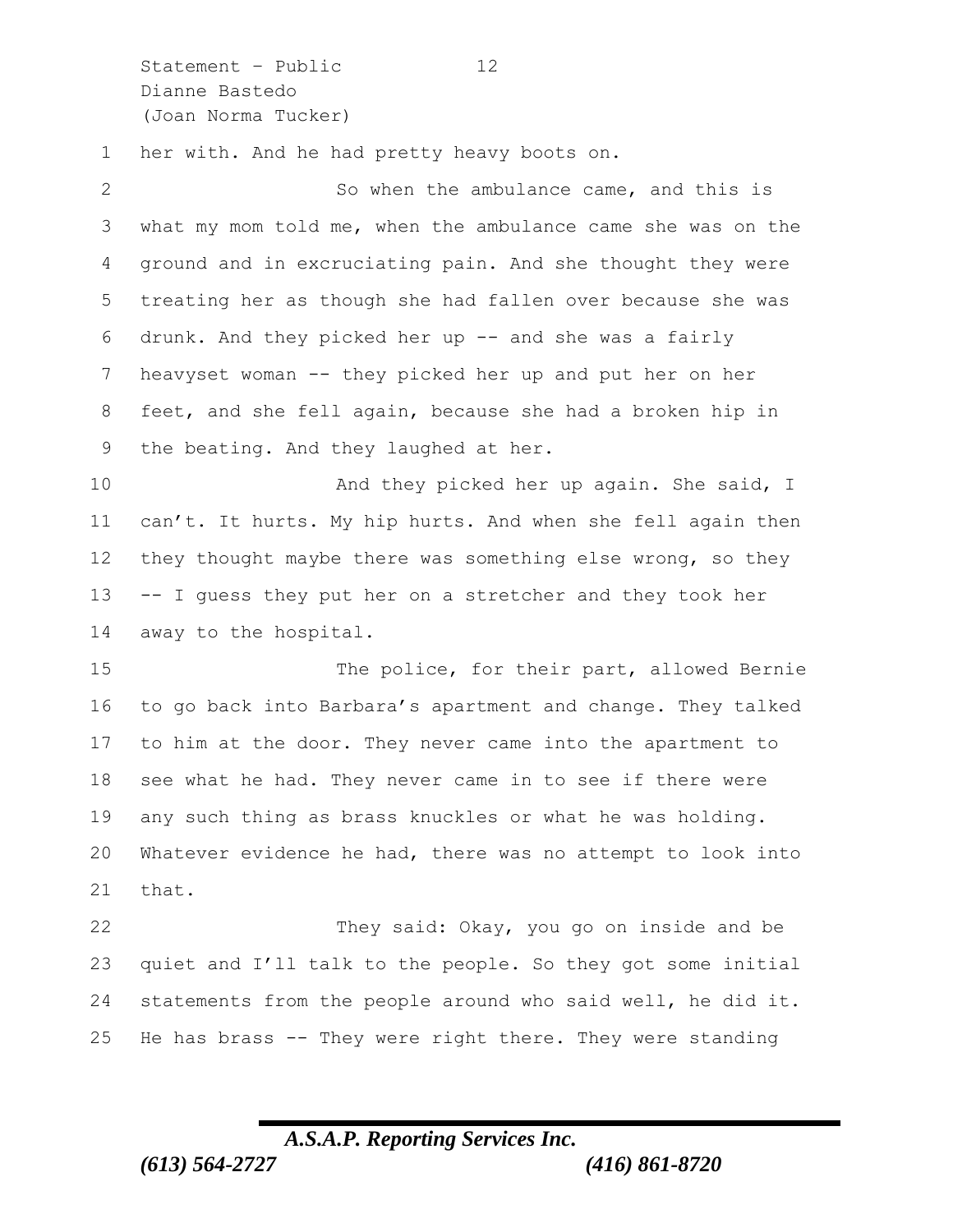her with. And he had pretty heavy boots on.

So when the ambulance came, and this is what my mom told me, when the ambulance came she was on the ground and in excruciating pain. And she thought they were treating her as though she had fallen over because she was drunk. And they picked her up -- and she was a fairly heavyset woman -- they picked her up and put her on her feet, and she fell again, because she had a broken hip in the beating. And they laughed at her.

And they picked her up again. She said, I can't. It hurts. My hip hurts. And when she fell again then they thought maybe there was something else wrong, so they -- I guess they put her on a stretcher and they took her away to the hospital.

The police, for their part, allowed Bernie to go back into Barbara's apartment and change. They talked to him at the door. They never came into the apartment to see what he had. They never came in to see if there were any such thing as brass knuckles or what he was holding. Whatever evidence he had, there was no attempt to look into that.

They said: Okay, you go on inside and be quiet and I'll talk to the people. So they got some initial statements from the people around who said well, he did it. He has brass -- They were right there. They were standing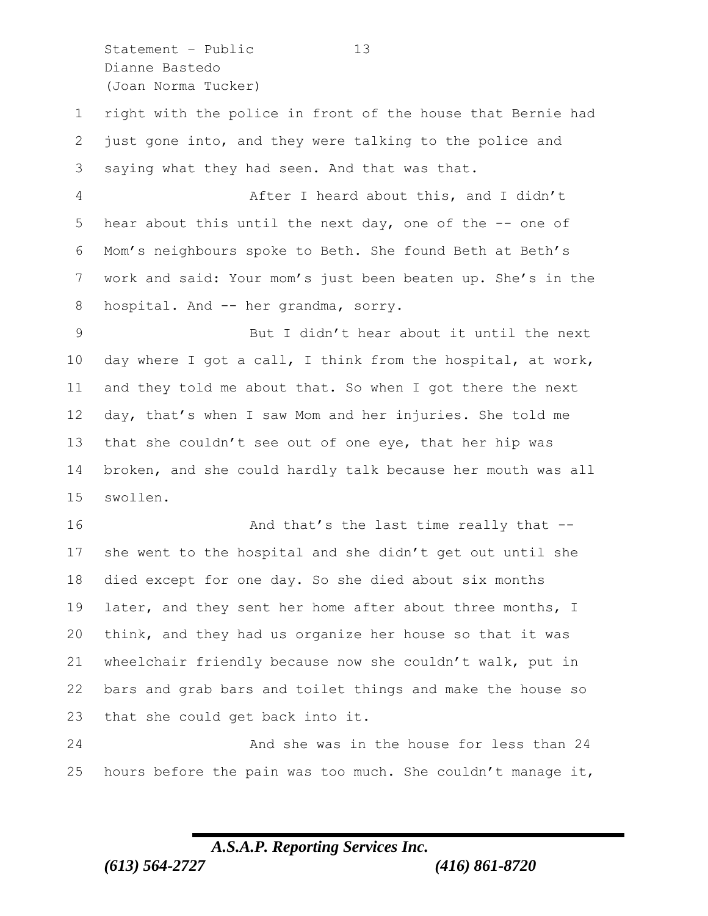right with the police in front of the house that Bernie had just gone into, and they were talking to the police and saying what they had seen. And that was that.

After I heard about this, and I didn't hear about this until the next day, one of the -- one of Mom's neighbours spoke to Beth. She found Beth at Beth's work and said: Your mom's just been beaten up. She's in the hospital. And -- her grandma, sorry.

But I didn't hear about it until the next day where I got a call, I think from the hospital, at work, and they told me about that. So when I got there the next day, that's when I saw Mom and her injuries. She told me that she couldn't see out of one eye, that her hip was broken, and she could hardly talk because her mouth was all swollen.

And that's the last time really that -- she went to the hospital and she didn't get out until she died except for one day. So she died about six months later, and they sent her home after about three months, I think, and they had us organize her house so that it was wheelchair friendly because now she couldn't walk, put in bars and grab bars and toilet things and make the house so that she could get back into it.

And she was in the house for less than 24 hours before the pain was too much. She couldn't manage it,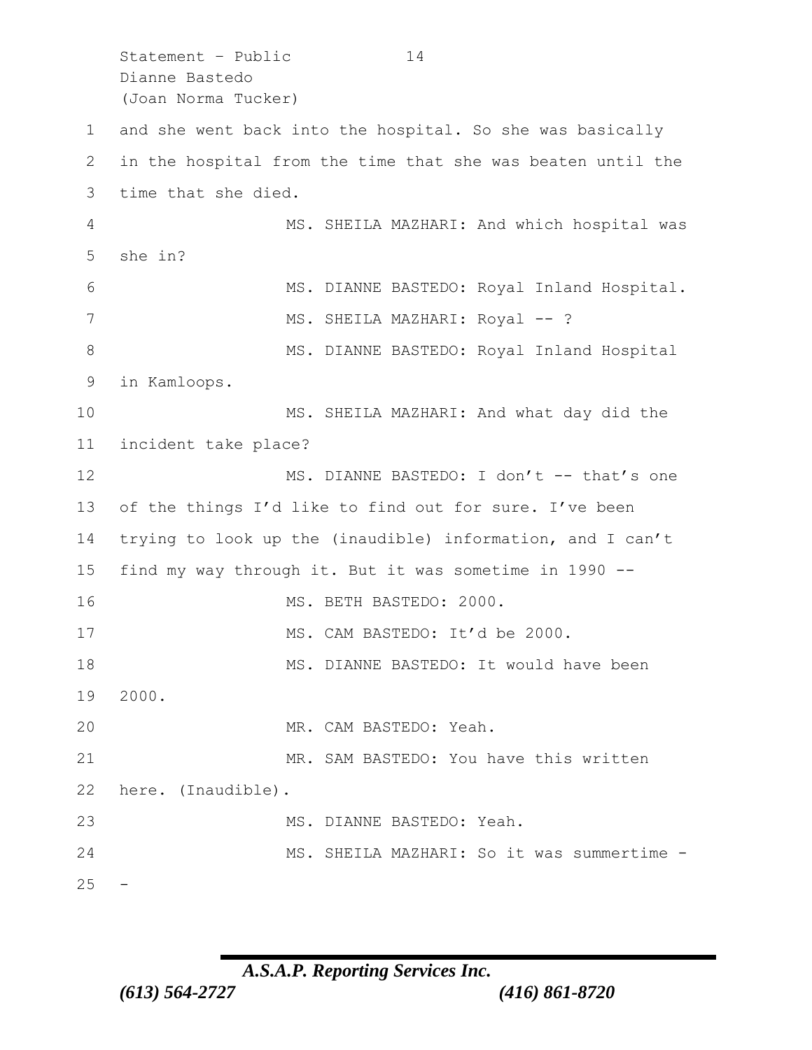and she went back into the hospital. So she was basically in the hospital from the time that she was beaten until the time that she died.

MS. SHEILA MAZHARI: And which hospital was she in?

MS. DIANNE BASTEDO: Royal Inland Hospital.

MS. SHEILA MAZHARI: Royal -- ?

MS. DIANNE BASTEDO: Royal Inland Hospital in Kamloops.

MS. SHEILA MAZHARI: And what day did the incident take place?

MS. DIANNE BASTEDO: I don't -- that's one of the things I'd like to find out for sure. I've been trying to look up the (inaudible) information, and I can't find my way through it. But it was sometime in 1990 --

MS. BETH BASTEDO: 2000.

MS. CAM BASTEDO: It'd be 2000.

MS. DIANNE BASTEDO: It would have been 2000.

MR. CAM BASTEDO: Yeah.

MR. SAM BASTEDO: You have this written here. (Inaudible).

MS. DIANNE BASTEDO: Yeah.

MS. SHEILA MAZHARI: So it was summertime --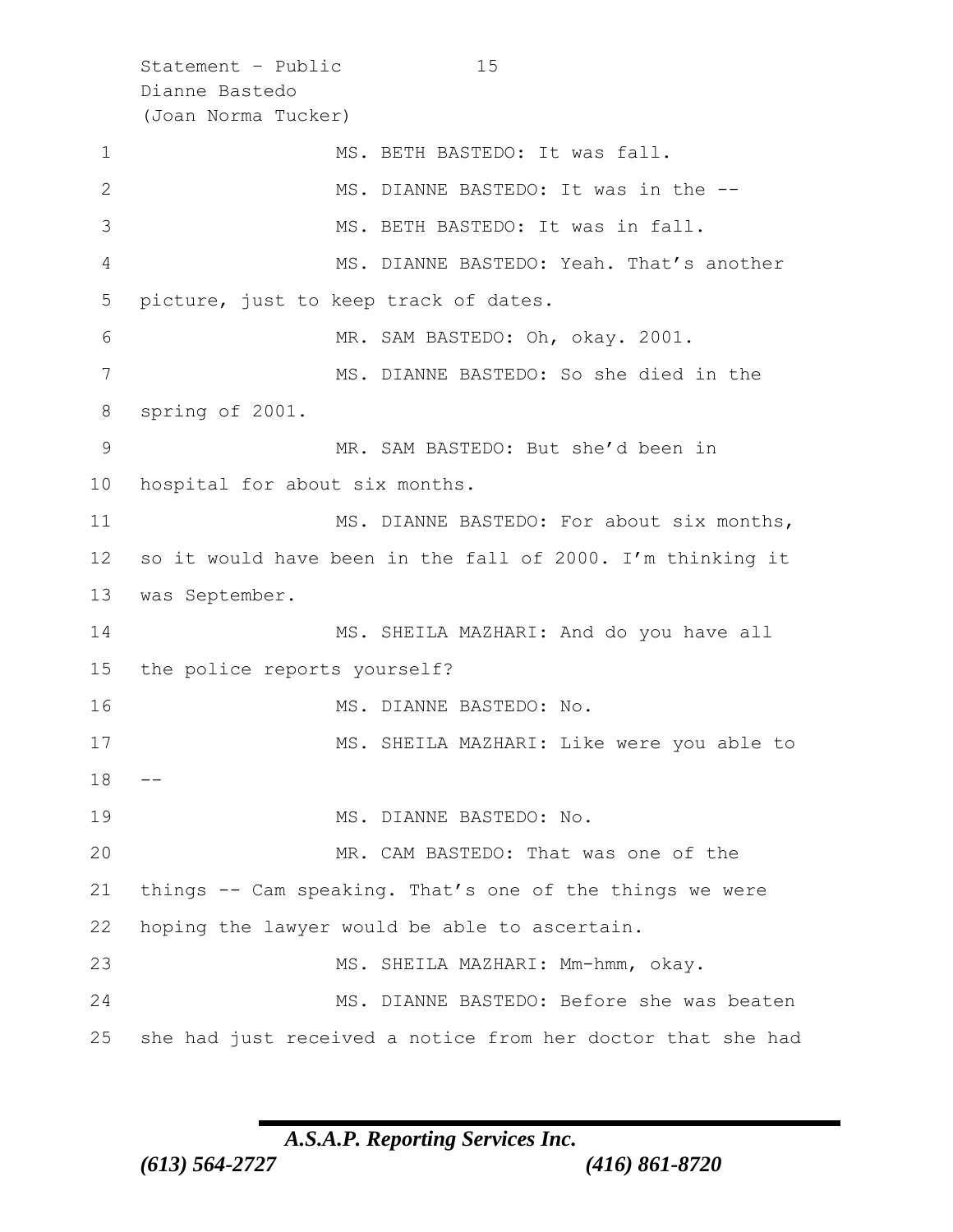MS. BETH BASTEDO: It was fall.

MS. DIANNE BASTEDO: It was in the --

MS. BETH BASTEDO: It was in fall.

MS. DIANNE BASTEDO: Yeah. That's another picture, just to keep track of dates.

MR. SAM BASTEDO: Oh, okay. 2001.

MS. DIANNE BASTEDO: So she died in the spring of 2001.

MR. SAM BASTEDO: But she'd been in hospital for about six months.

MS. DIANNE BASTEDO: For about six months, so it would have been in the fall of 2000. I'm thinking it was September.

MS. SHEILA MAZHARI: And do you have all the police reports yourself?

MS. DIANNE BASTEDO: No.

MS. SHEILA MAZHARI: Like were you able to --

MS. DIANNE BASTEDO: No.

MR. CAM BASTEDO: That was one of the things -- Cam speaking. That's one of the things we were hoping the lawyer would be able to ascertain.

MS. SHEILA MAZHARI: Mm-hmm, okay.

MS. DIANNE BASTEDO: Before she was beaten she had just received a notice from her doctor that she had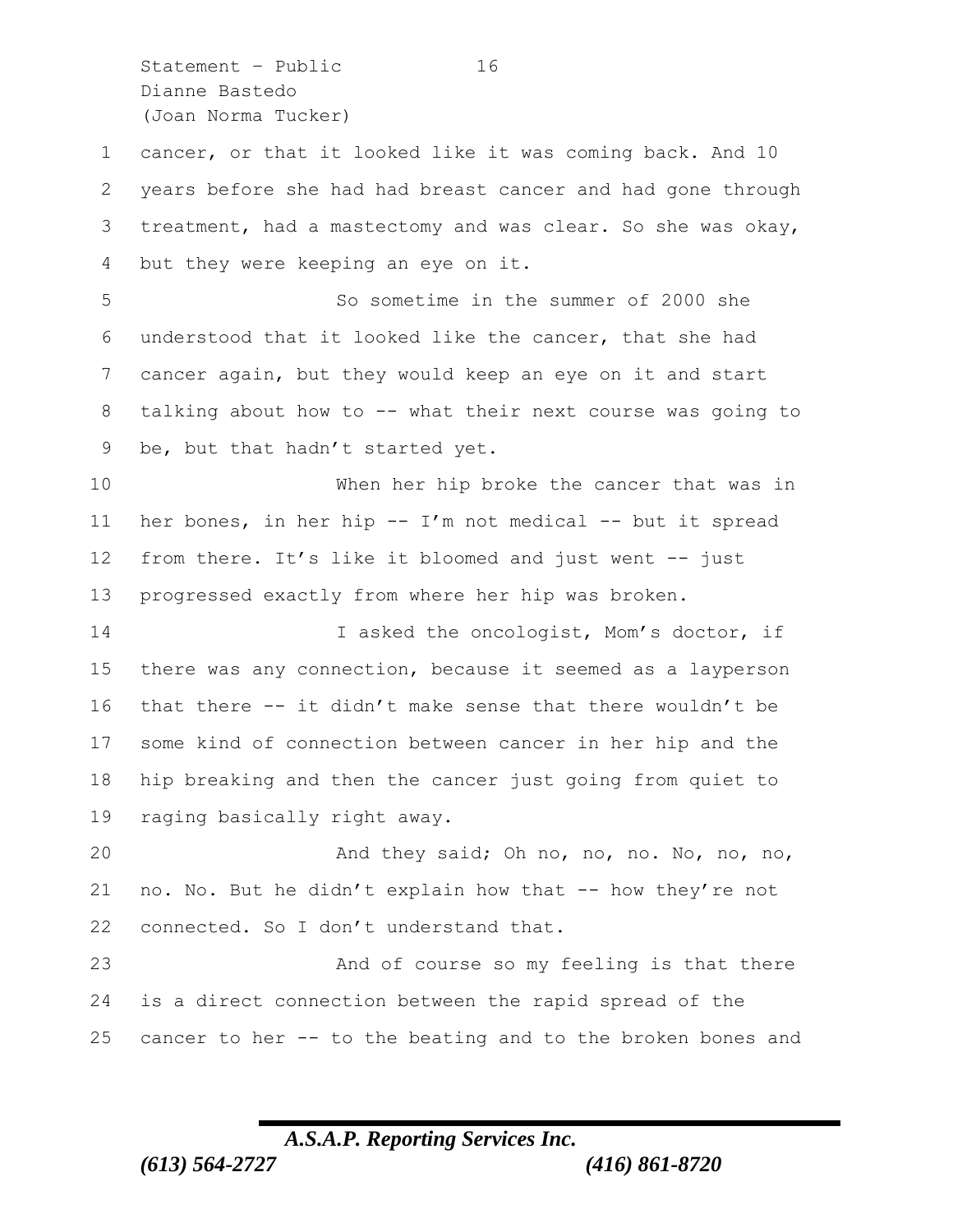cancer, or that it looked like it was coming back. And 10 years before she had had breast cancer and had gone through treatment, had a mastectomy and was clear. So she was okay, but they were keeping an eye on it.

So sometime in the summer of 2000 she understood that it looked like the cancer, that she had cancer again, but they would keep an eye on it and start talking about how to -- what their next course was going to be, but that hadn't started yet.

When her hip broke the cancer that was in her bones, in her hip -- I'm not medical -- but it spread from there. It's like it bloomed and just went -- just progressed exactly from where her hip was broken.

I asked the oncologist, Mom's doctor, if there was any connection, because it seemed as a layperson that there -- it didn't make sense that there wouldn't be some kind of connection between cancer in her hip and the hip breaking and then the cancer just going from quiet to raging basically right away.

And they said; Oh no, no, no. No, no, no, no. No. But he didn't explain how that -- how they're not connected. So I don't understand that.

And of course so my feeling is that there is a direct connection between the rapid spread of the cancer to her -- to the beating and to the broken bones and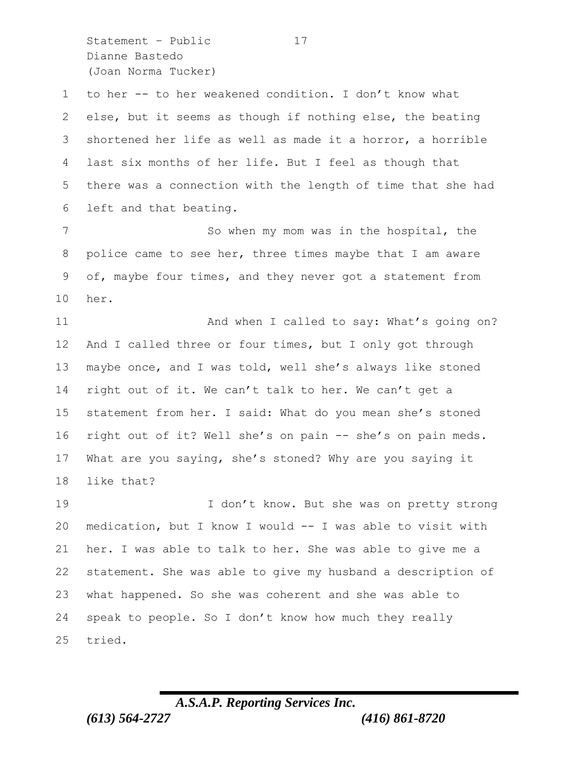to her -- to her weakened condition. I don't know what else, but it seems as though if nothing else, the beating shortened her life as well as made it a horror, a horrible last six months of her life. But I feel as though that there was a connection with the length of time that she had left and that beating.

So when my mom was in the hospital, the police came to see her, three times maybe that I am aware of, maybe four times, and they never got a statement from her.

And when I called to say: What's going on? And I called three or four times, but I only got through maybe once, and I was told, well she's always like stoned right out of it. We can't talk to her. We can't get a statement from her. I said: What do you mean she's stoned right out of it? Well she's on pain -- she's on pain meds. What are you saying, she's stoned? Why are you saying it like that?

I don't know. But she was on pretty strong medication, but I know I would -- I was able to visit with her. I was able to talk to her. She was able to give me a statement. She was able to give my husband a description of what happened. So she was coherent and she was able to speak to people. So I don't know how much they really tried.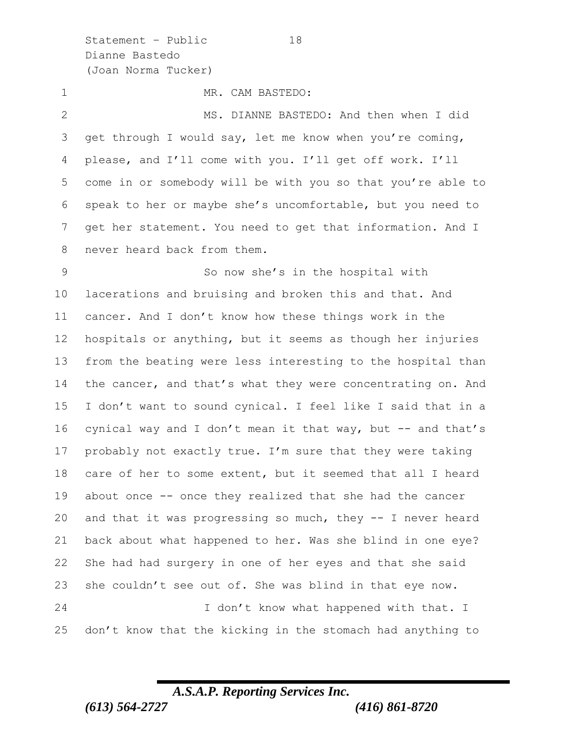MR. CAM BASTEDO:

MS. DIANNE BASTEDO: And then when I did get through I would say, let me know when you're coming, please, and I'll come with you. I'll get off work. I'll come in or somebody will be with you so that you're able to speak to her or maybe she's uncomfortable, but you need to get her statement. You need to get that information. And I never heard back from them.

So now she's in the hospital with lacerations and bruising and broken this and that. And cancer. And I don't know how these things work in the hospitals or anything, but it seems as though her injuries from the beating were less interesting to the hospital than the cancer, and that's what they were concentrating on. And I don't want to sound cynical. I feel like I said that in a cynical way and I don't mean it that way, but -- and that's probably not exactly true. I'm sure that they were taking care of her to some extent, but it seemed that all I heard about once -- once they realized that she had the cancer and that it was progressing so much, they -- I never heard back about what happened to her. Was she blind in one eye? She had had surgery in one of her eyes and that she said she couldn't see out of. She was blind in that eye now.

I don't know what happened with that. I don't know that the kicking in the stomach had anything to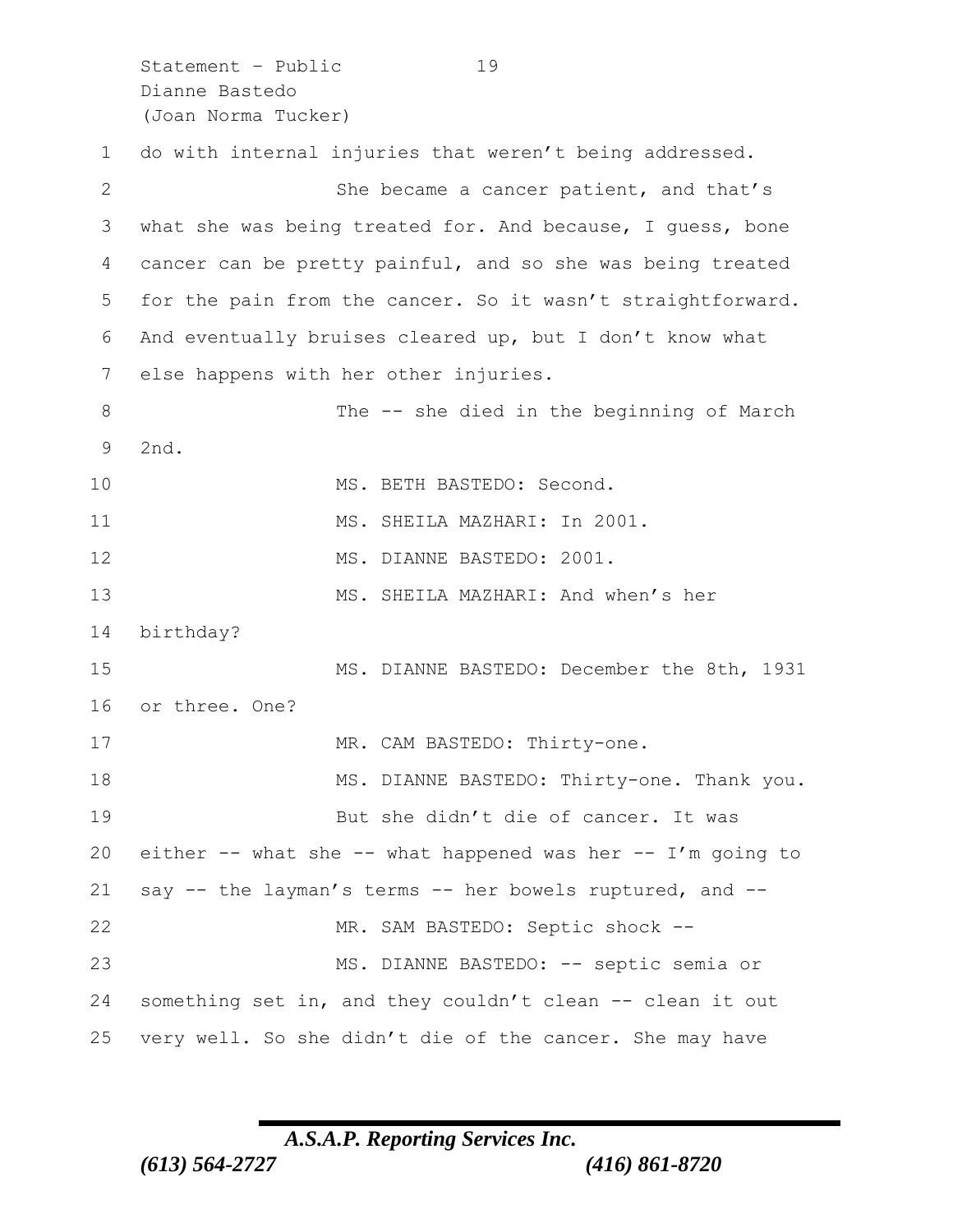do with internal injuries that weren't being addressed.

She became a cancer patient, and that's what she was being treated for. And because, I guess, bone cancer can be pretty painful, and so she was being treated for the pain from the cancer. So it wasn't straightforward. And eventually bruises cleared up, but I don't know what else happens with her other injuries.

The -- she died in the beginning of March 2nd.

MS. BETH BASTEDO: Second.

MS. SHEILA MAZHARI: In 2001.

MS. DIANNE BASTEDO: 2001.

MS. SHEILA MAZHARI: And when's her birthday?

MS. DIANNE BASTEDO: December the 8th, 1931 or three. One?

MR. CAM BASTEDO: Thirty-one.

MS. DIANNE BASTEDO: Thirty-one. Thank you.

But she didn't die of cancer. It was either -- what she -- what happened was her -- I'm going to say -- the layman's terms -- her bowels ruptured, and --

MR. SAM BASTEDO: Septic shock --

MS. DIANNE BASTEDO: -- septic semia or something set in, and they couldn't clean -- clean it out very well. So she didn't die of the cancer. She may have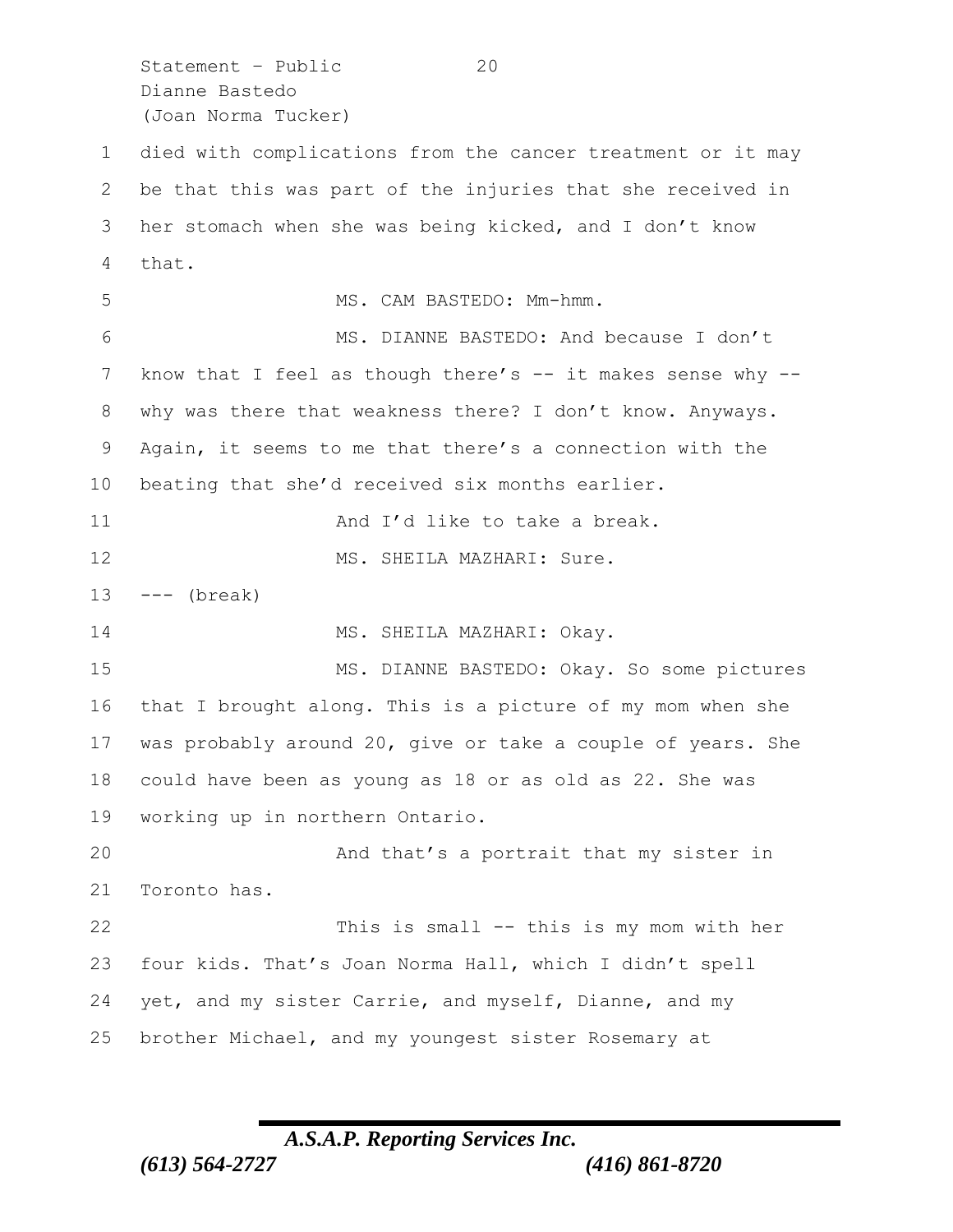died with complications from the cancer treatment or it may be that this was part of the injuries that she received in her stomach when she was being kicked, and I don't know that.

MS. CAM BASTEDO: Mm-hmm.

MS. DIANNE BASTEDO: And because I don't know that I feel as though there's -- it makes sense why -- why was there that weakness there? I don't know. Anyways. Again, it seems to me that there's a connection with the beating that she'd received six months earlier.

And I'd like to take a break.

MS. SHEILA MAZHARI: Sure.

--- (break)

MS. SHEILA MAZHARI: Okay.

MS. DIANNE BASTEDO: Okay. So some pictures that I brought along. This is a picture of my mom when she was probably around 20, give or take a couple of years. She could have been as young as 18 or as old as 22. She was working up in northern Ontario.

And that's a portrait that my sister in Toronto has.

This is small -- this is my mom with her four kids. That's Joan Norma Hall, which I didn't spell yet, and my sister Carrie, and myself, Dianne, and my brother Michael, and my youngest sister Rosemary at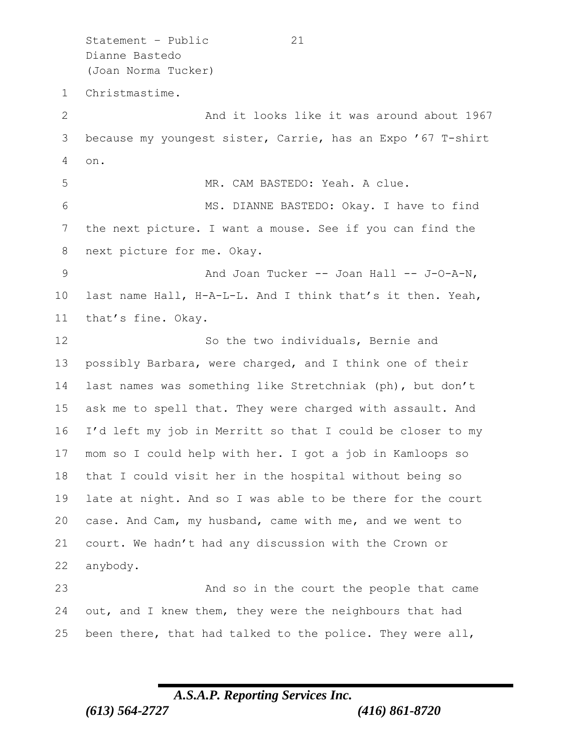Christmastime.

And it looks like it was around about 1967 because my youngest sister, Carrie, has an Expo ’67 T-shirt on.

MR. CAM BASTEDO: Yeah. A clue.

MS. DIANNE BASTEDO: Okay. I have to find the next picture. I want a mouse. See if you can find the next picture for me. Okay.

And Joan Tucker -- Joan Hall -- J-O-A-N, last name Hall, H-A-L-L. And I think that’s it then. Yeah, that’s fine. Okay.

So the two individuals, Bernie and possibly Barbara, were charged, and I think one of their last names was something like Stretchniak (ph), but don’t ask me to spell that. They were charged with assault. And I’d left my job in Merritt so that I could be closer to my mom so I could help with her. I got a job in Kamloops so that I could visit her in the hospital without being so late at night. And so I was able to be there for the court case. And Cam, my husband, came with me, and we went to court. We hadn’t had any discussion with the Crown or anybody.

And so in the court the people that came out, and I knew them, they were the neighbours that had been there, that had talked to the police. They were all,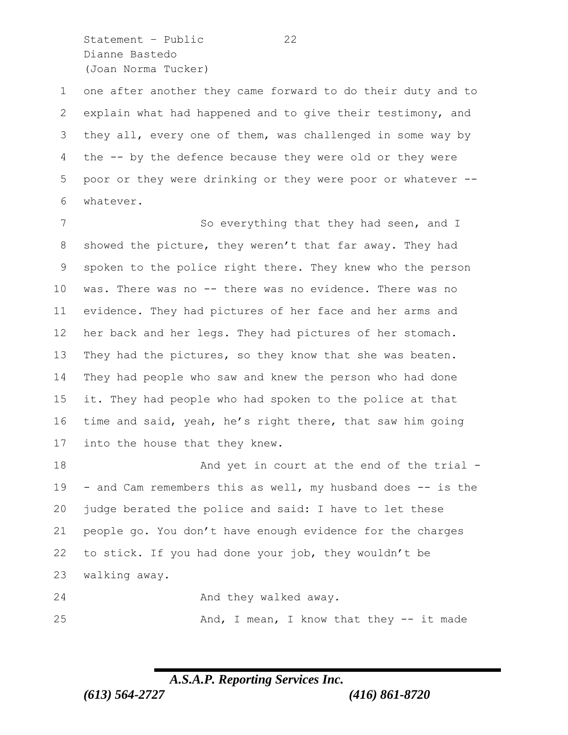one after another they came forward to do their duty and to explain what had happened and to give their testimony, and they all, every one of them, was challenged in some way by the -- by the defence because they were old or they were poor or they were drinking or they were poor or whatever -- whatever.

So everything that they had seen, and I showed the picture, they weren't that far away. They had spoken to the police right there. They knew who the person was. There was no -- there was no evidence. There was no evidence. They had pictures of her face and her arms and her back and her legs. They had pictures of her stomach. They had the pictures, so they know that she was beaten. They had people who saw and knew the person who had done it. They had people who had spoken to the police at that time and said, yeah, he's right there, that saw him going into the house that they knew.

And yet in court at the end of the trial -- and Cam remembers this as well, my husband does -- is the judge berated the police and said: I have to let these people go. You don't have enough evidence for the charges to stick. If you had done your job, they wouldn't be walking away.

And they walked away.

And, I mean, I know that they -- it made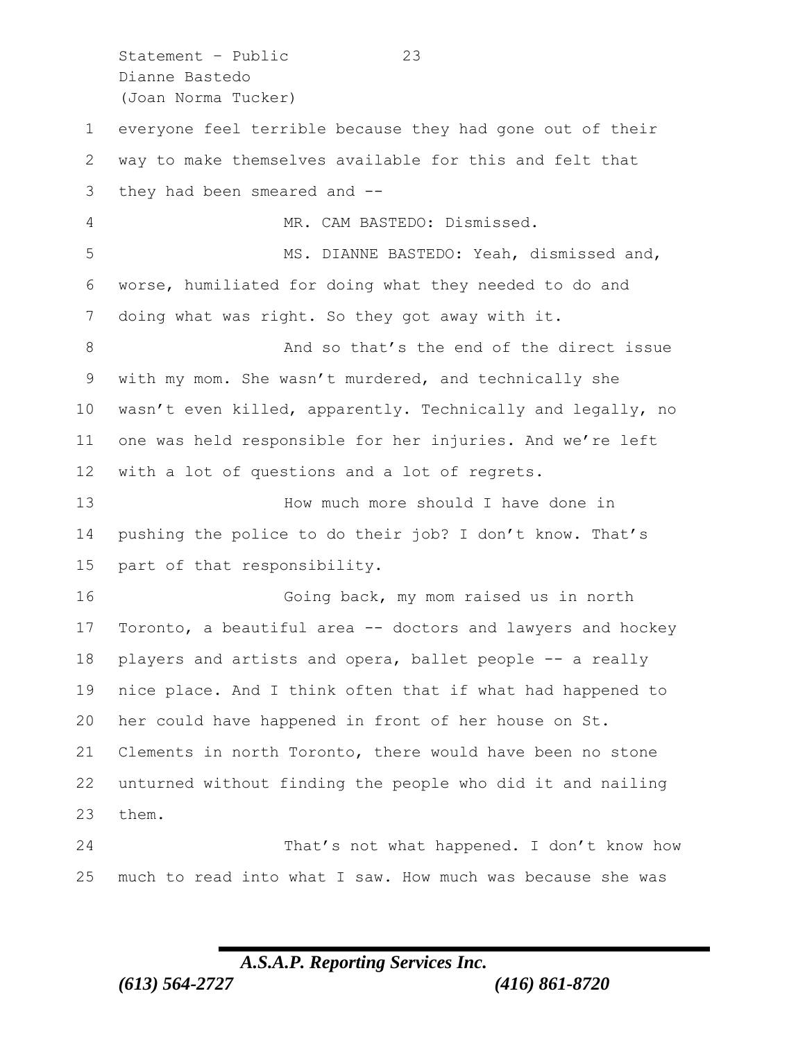everyone feel terrible because they had gone out of their way to make themselves available for this and felt that they had been smeared and --

MR. CAM BASTEDO: Dismissed.

MS. DIANNE BASTEDO: Yeah, dismissed and, worse, humiliated for doing what they needed to do and doing what was right. So they got away with it.

And so that's the end of the direct issue with my mom. She wasn't murdered, and technically she wasn't even killed, apparently. Technically and legally, no one was held responsible for her injuries. And we're left with a lot of questions and a lot of regrets.

How much more should I have done in pushing the police to do their job? I don't know. That's part of that responsibility.

Going back, my mom raised us in north Toronto, a beautiful area -- doctors and lawyers and hockey players and artists and opera, ballet people -- a really nice place. And I think often that if what had happened to her could have happened in front of her house on St. Clements in north Toronto, there would have been no stone unturned without finding the people who did it and nailing them.

That's not what happened. I don't know how much to read into what I saw. How much was because she was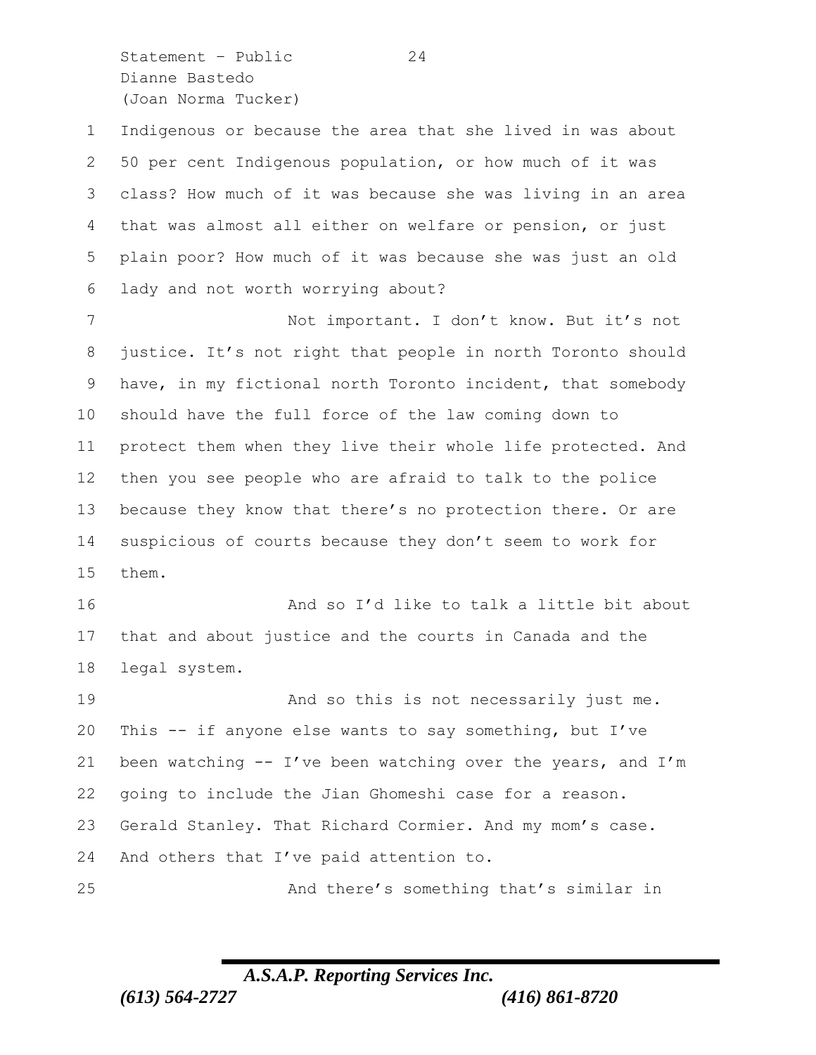Indigenous or because the area that she lived in was about 50 per cent Indigenous population, or how much of it was class? How much of it was because she was living in an area that was almost all either on welfare or pension, or just plain poor? How much of it was because she was just an old lady and not worth worrying about?

Not important. I don't know. But it's not justice. It's not right that people in north Toronto should have, in my fictional north Toronto incident, that somebody should have the full force of the law coming down to protect them when they live their whole life protected. And then you see people who are afraid to talk to the police because they know that there's no protection there. Or are suspicious of courts because they don't seem to work for them.

And so I'd like to talk a little bit about that and about justice and the courts in Canada and the legal system.

And so this is not necessarily just me. This -- if anyone else wants to say something, but I've been watching -- I've been watching over the years, and I'm going to include the Jian Ghomeshi case for a reason. Gerald Stanley. That Richard Cormier. And my mom's case. And others that I've paid attention to.

And there's something that's similar in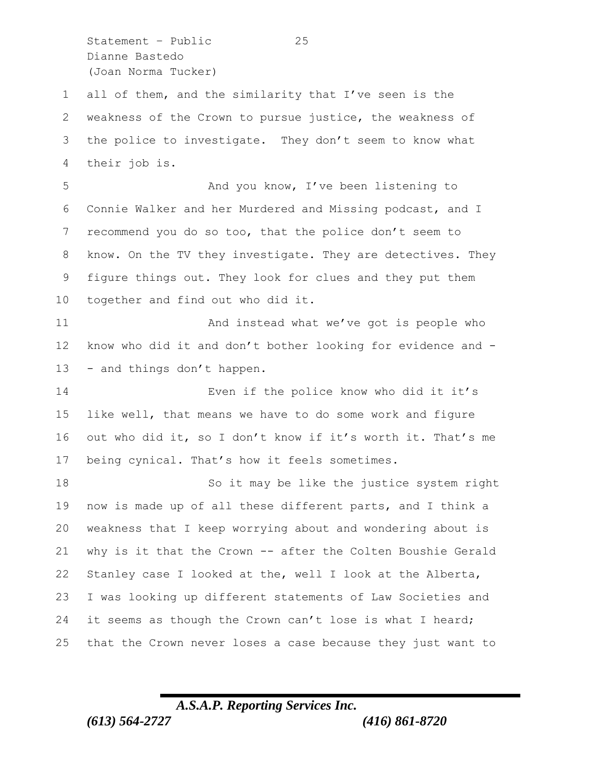all of them, and the similarity that I've seen is the weakness of the Crown to pursue justice, the weakness of the police to investigate. They don't seem to know what their job is.

And you know, I've been listening to Connie Walker and her Murdered and Missing podcast, and I recommend you do so too, that the police don't seem to know. On the TV they investigate. They are detectives. They figure things out. They look for clues and they put them together and find out who did it.

And instead what we've got is people who know who did it and don't bother looking for evidence and -- and things don't happen.

Even if the police know who did it it's like well, that means we have to do some work and figure out who did it, so I don't know if it's worth it. That's me being cynical. That's how it feels sometimes.

So it may be like the justice system right now is made up of all these different parts, and I think a weakness that I keep worrying about and wondering about is why is it that the Crown -- after the Colten Boushie Gerald Stanley case I looked at the, well I look at the Alberta, I was looking up different statements of Law Societies and it seems as though the Crown can't lose is what I heard; that the Crown never loses a case because they just want to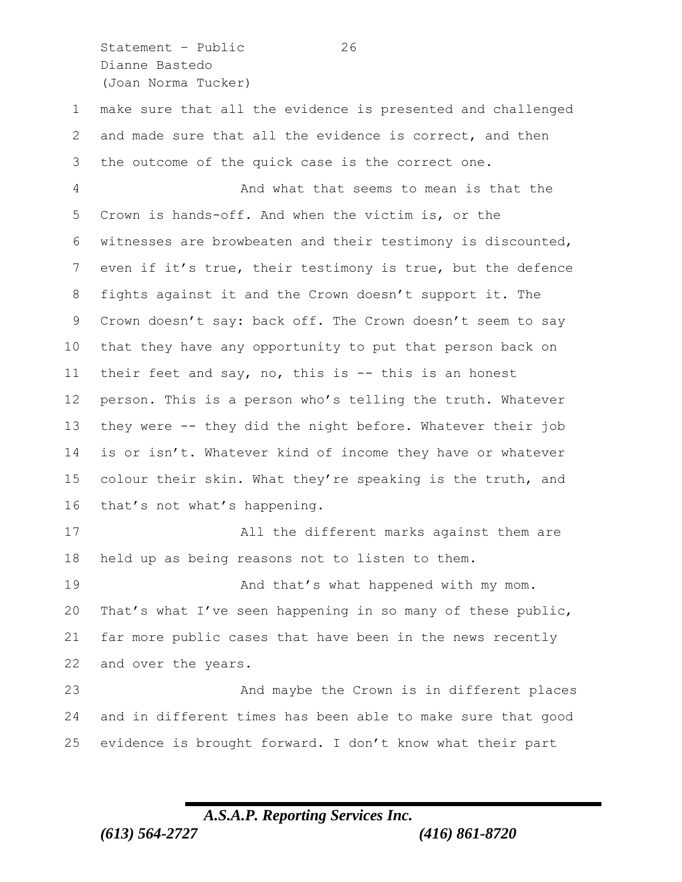make sure that all the evidence is presented and challenged and made sure that all the evidence is correct, and then the outcome of the quick case is the correct one.

And what that seems to mean is that the Crown is hands-off. And when the victim is, or the witnesses are browbeaten and their testimony is discounted, even if it's true, their testimony is true, but the defence fights against it and the Crown doesn't support it. The Crown doesn't say: back off. The Crown doesn't seem to say that they have any opportunity to put that person back on their feet and say, no, this is -- this is an honest person. This is a person who's telling the truth. Whatever they were -- they did the night before. Whatever their job is or isn't. Whatever kind of income they have or whatever colour their skin. What they're speaking is the truth, and that's not what's happening.

All the different marks against them are held up as being reasons not to listen to them.

And that's what happened with my mom. That's what I've seen happening in so many of these public, far more public cases that have been in the news recently and over the years.

And maybe the Crown is in different places and in different times has been able to make sure that good evidence is brought forward. I don't know what their part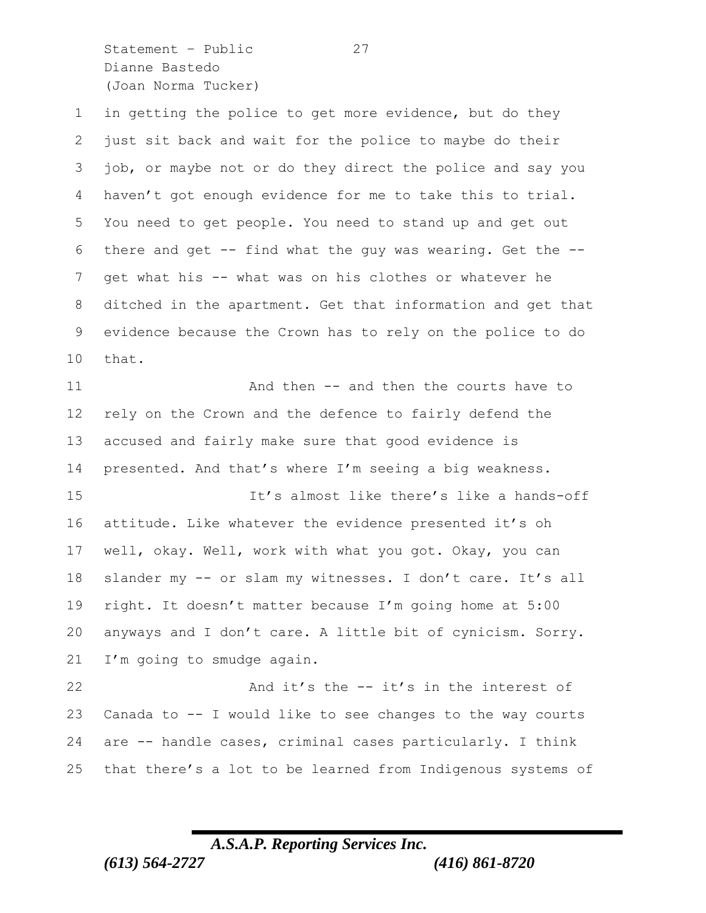in getting the police to get more evidence, but do they just sit back and wait for the police to maybe do their job, or maybe not or do they direct the police and say you haven't got enough evidence for me to take this to trial. You need to get people. You need to stand up and get out there and get -- find what the guy was wearing. Get the -- get what his -- what was on his clothes or whatever he ditched in the apartment. Get that information and get that evidence because the Crown has to rely on the police to do that.

And then -- and then the courts have to rely on the Crown and the defence to fairly defend the accused and fairly make sure that good evidence is presented. And that's where I'm seeing a big weakness.

It's almost like there's like a hands-off attitude. Like whatever the evidence presented it's oh well, okay. Well, work with what you got. Okay, you can slander my -- or slam my witnesses. I don't care. It's all right. It doesn't matter because I'm going home at 5:00 anyways and I don't care. A little bit of cynicism. Sorry. I'm going to smudge again.

And it's the -- it's in the interest of Canada to -- I would like to see changes to the way courts are -- handle cases, criminal cases particularly. I think that there's a lot to be learned from Indigenous systems of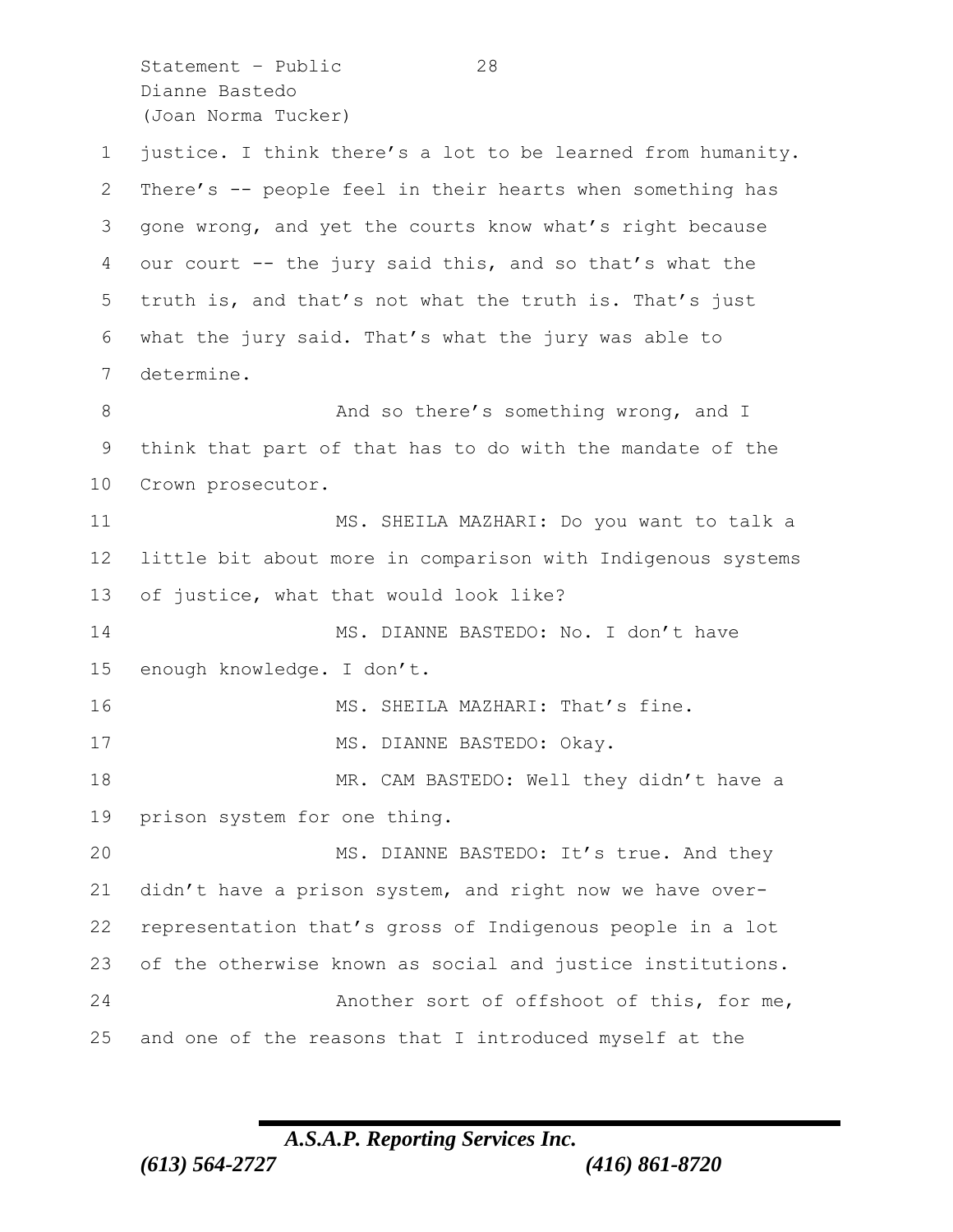justice. I think there's a lot to be learned from humanity. There's -- people feel in their hearts when something has gone wrong, and yet the courts know what's right because our court -- the jury said this, and so that's what the truth is, and that's not what the truth is. That's just what the jury said. That's what the jury was able to determine.

And so there's something wrong, and I think that part of that has to do with the mandate of the Crown prosecutor.

MS. SHEILA MAZHARI: Do you want to talk a little bit about more in comparison with Indigenous systems of justice, what that would look like?

MS. DIANNE BASTEDO: No. I don't have enough knowledge. I don't.

MS. SHEILA MAZHARI: That's fine.

MS. DIANNE BASTEDO: Okay.

MR. CAM BASTEDO: Well they didn't have a prison system for one thing.

MS. DIANNE BASTEDO: It's true. And they didn't have a prison system, and right now we have over-representation that's gross of Indigenous people in a lot of the otherwise known as social and justice institutions.

Another sort of offshoot of this, for me, and one of the reasons that I introduced myself at the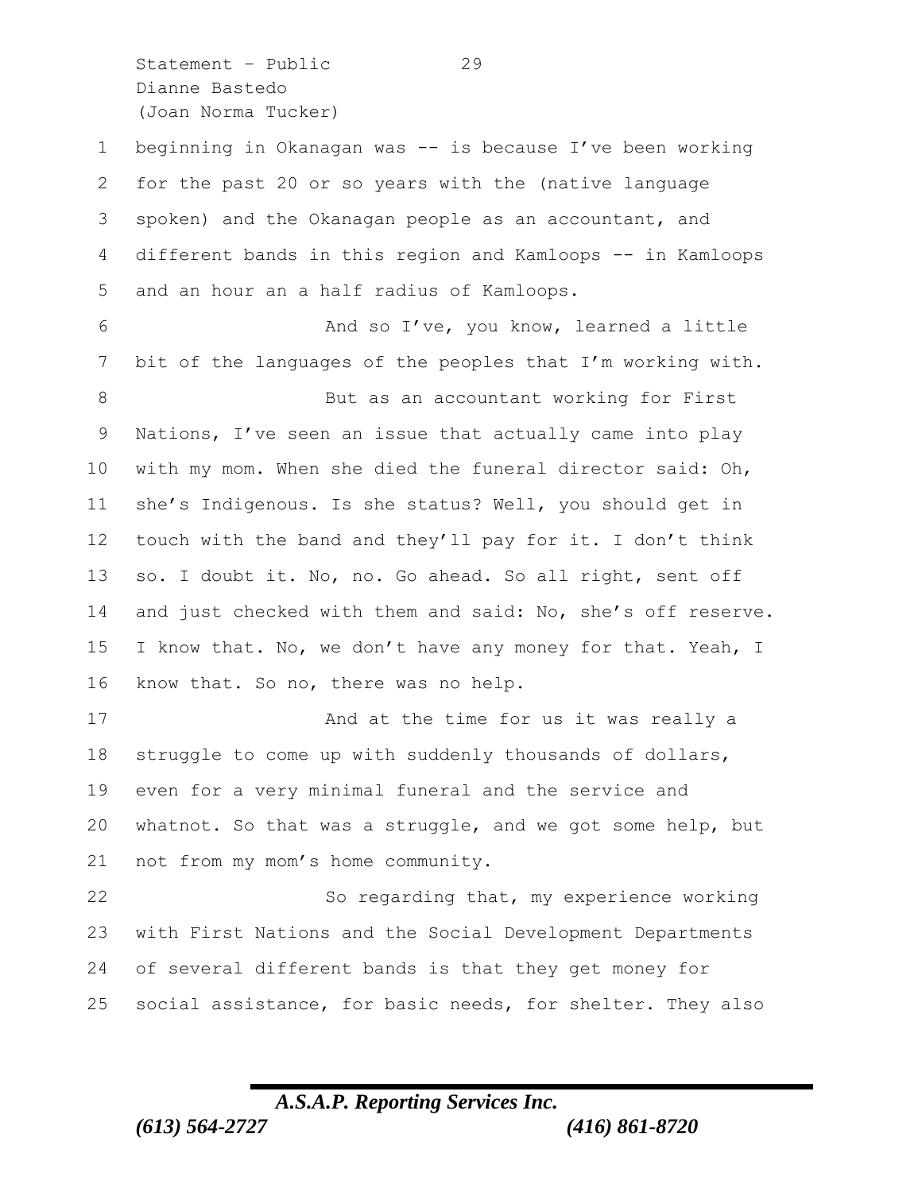beginning in Okanagan was -- is because I've been working for the past 20 or so years with the (native language spoken) and the Okanagan people as an accountant, and different bands in this region and Kamloops -- in Kamloops and an hour an a half radius of Kamloops.

And so I've, you know, learned a little bit of the languages of the peoples that I'm working with.

But as an accountant working for First Nations, I've seen an issue that actually came into play with my mom. When she died the funeral director said: Oh, she's Indigenous. Is she status? Well, you should get in touch with the band and they'll pay for it. I don't think so. I doubt it. No, no. Go ahead. So all right, sent off and just checked with them and said: No, she's off reserve. I know that. No, we don't have any money for that. Yeah, I know that. So no, there was no help.

And at the time for us it was really a struggle to come up with suddenly thousands of dollars, even for a very minimal funeral and the service and whatnot. So that was a struggle, and we got some help, but not from my mom's home community.

So regarding that, my experience working with First Nations and the Social Development Departments of several different bands is that they get money for social assistance, for basic needs, for shelter. They also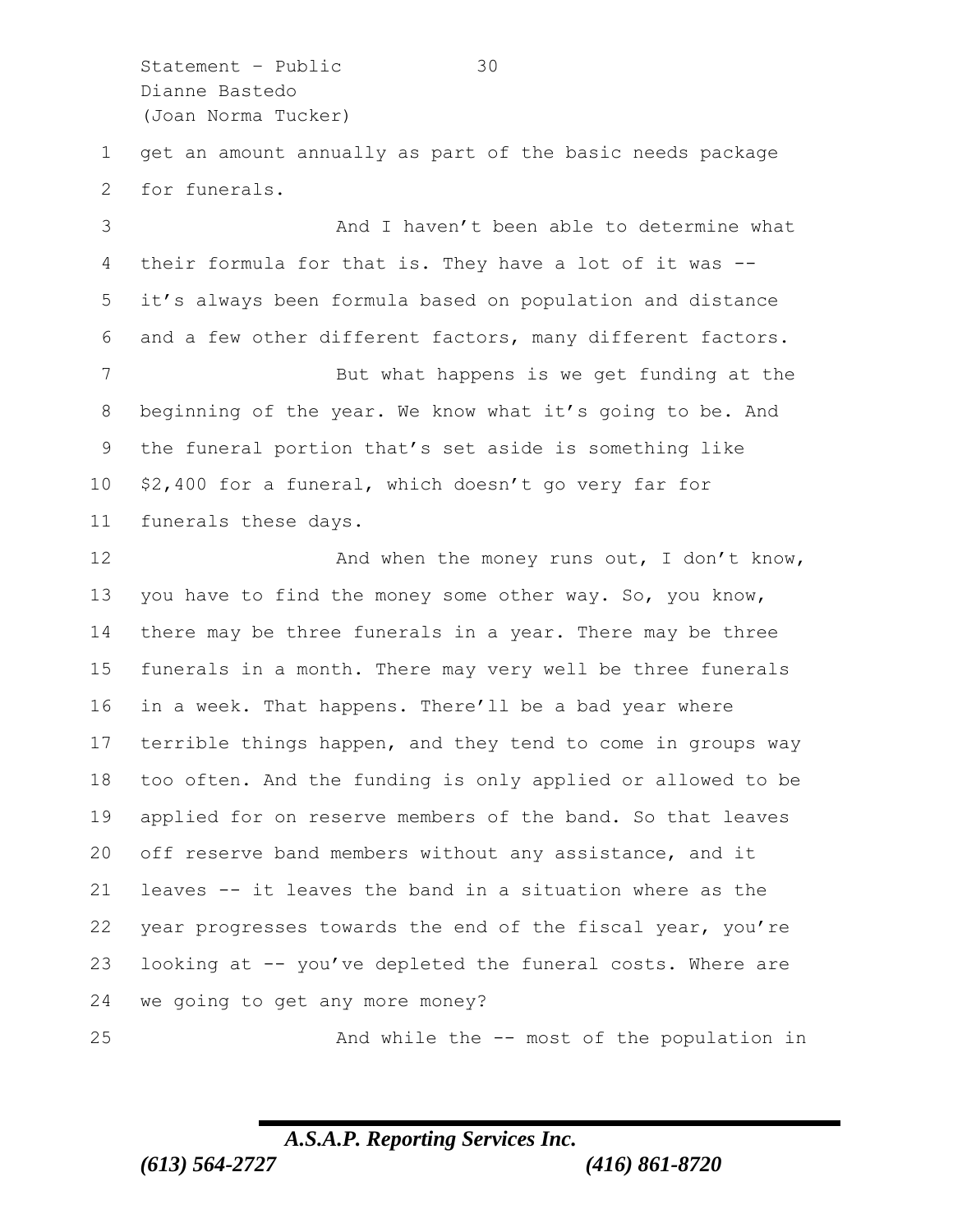get an amount annually as part of the basic needs package for funerals.

And I haven't been able to determine what their formula for that is. They have a lot of it was -- it's always been formula based on population and distance and a few other different factors, many different factors.

But what happens is we get funding at the beginning of the year. We know what it's going to be. And the funeral portion that's set aside is something like $2,400 for a funeral, which doesn't go very far for funerals these days.

And when the money runs out, I don't know, you have to find the money some other way. So, you know, there may be three funerals in a year. There may be three funerals in a month. There may very well be three funerals in a week. That happens. There'll be a bad year where terrible things happen, and they tend to come in groups way too often. And the funding is only applied or allowed to be applied for on reserve members of the band. So that leaves off reserve band members without any assistance, and it leaves -- it leaves the band in a situation where as the year progresses towards the end of the fiscal year, you're looking at -- you've depleted the funeral costs. Where are we going to get any more money?

And while the -- most of the population in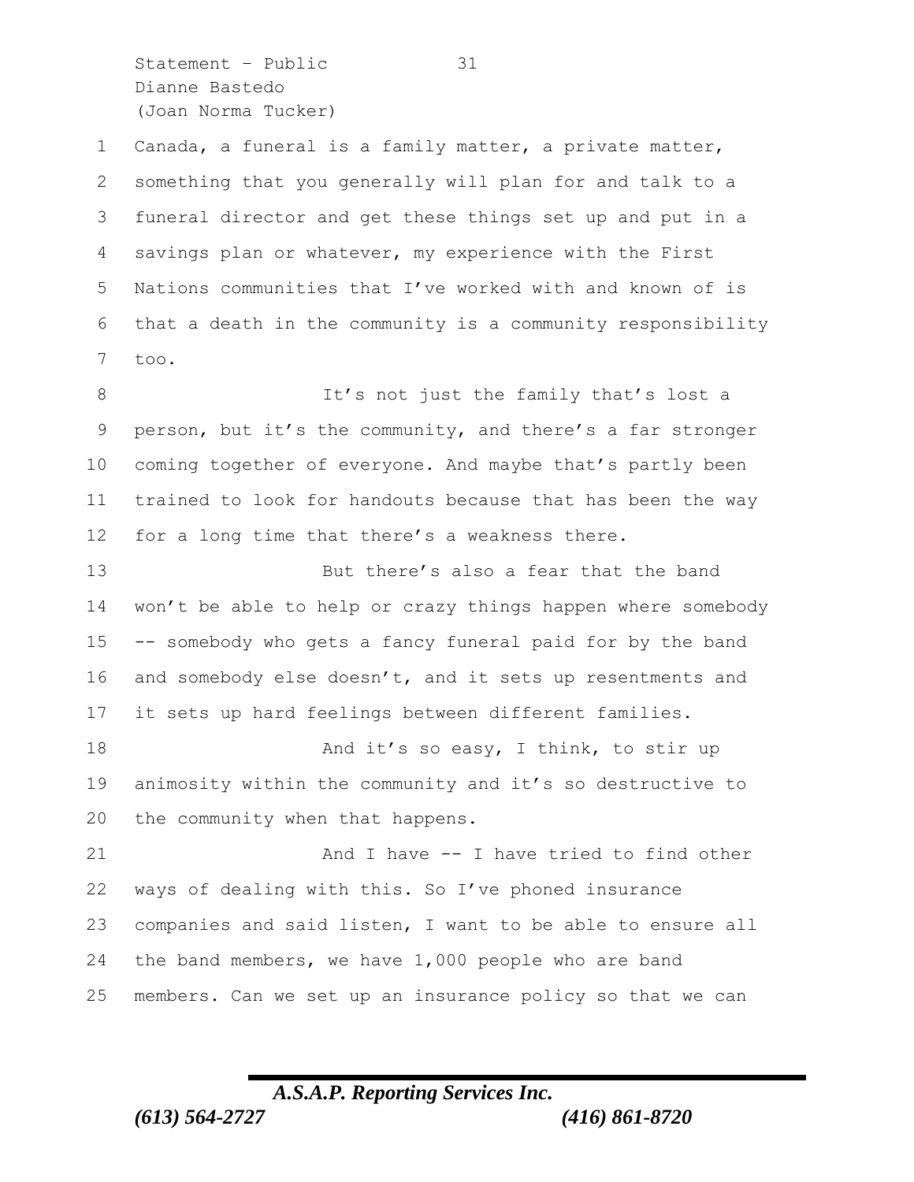Canada, a funeral is a family matter, a private matter, something that you generally will plan for and talk to a funeral director and get these things set up and put in a savings plan or whatever, my experience with the First Nations communities that I've worked with and known of is that a death in the community is a community responsibility too.

It's not just the family that's lost a person, but it's the community, and there's a far stronger coming together of everyone. And maybe that's partly been trained to look for handouts because that has been the way for a long time that there's a weakness there.

But there's also a fear that the band won't be able to help or crazy things happen where somebody -- somebody who gets a fancy funeral paid for by the band and somebody else doesn't, and it sets up resentments and it sets up hard feelings between different families.

And it's so easy, I think, to stir up animosity within the community and it's so destructive to the community when that happens.

And I have -- I have tried to find other ways of dealing with this. So I've phoned insurance companies and said listen, I want to be able to ensure all the band members, we have 1,000 people who are band members. Can we set up an insurance policy so that we can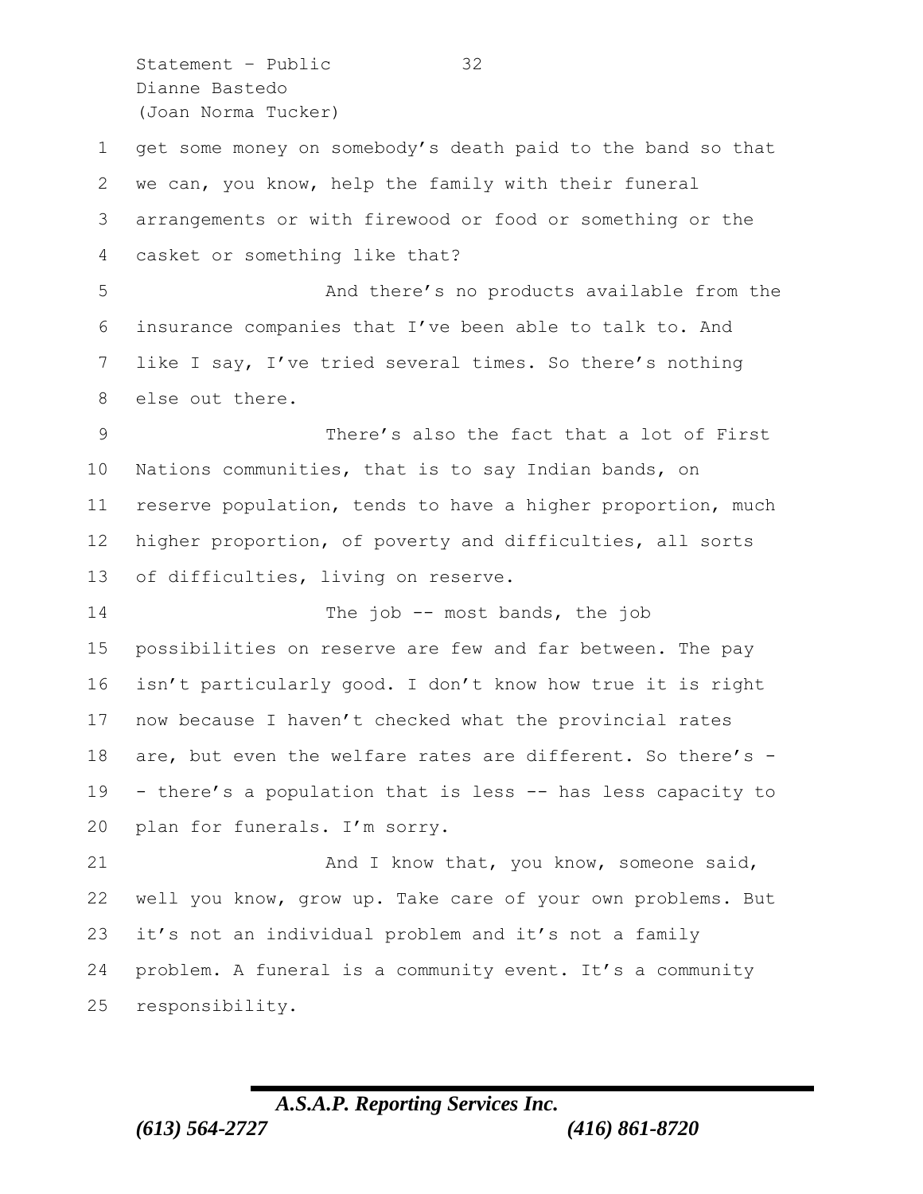get some money on somebody's death paid to the band so that we can, you know, help the family with their funeral arrangements or with firewood or food or something or the casket or something like that?

And there's no products available from the insurance companies that I've been able to talk to. And like I say, I've tried several times. So there's nothing else out there.

There's also the fact that a lot of First Nations communities, that is to say Indian bands, on reserve population, tends to have a higher proportion, much higher proportion, of poverty and difficulties, all sorts of difficulties, living on reserve.

The job -- most bands, the job possibilities on reserve are few and far between. The pay isn't particularly good. I don't know how true it is right now because I haven't checked what the provincial rates are, but even the welfare rates are different. So there's -- there's a population that is less -- has less capacity to plan for funerals. I'm sorry.

And I know that, you know, someone said, well you know, grow up. Take care of your own problems. But it's not an individual problem and it's not a family problem. A funeral is a community event. It's a community responsibility.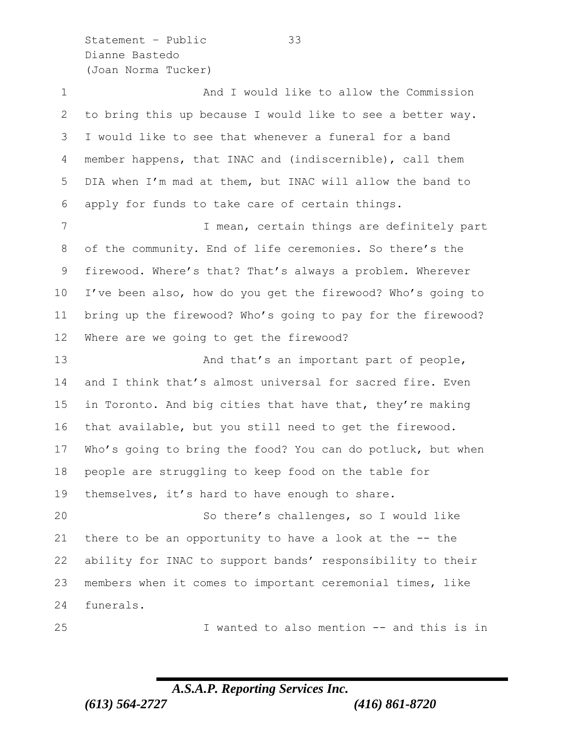And I would like to allow the Commission to bring this up because I would like to see a better way. I would like to see that whenever a funeral for a band member happens, that INAC and (indiscernible), call them DIA when I'm mad at them, but INAC will allow the band to apply for funds to take care of certain things.

I mean, certain things are definitely part of the community. End of life ceremonies. So there's the firewood. Where's that? That's always a problem. Wherever I've been also, how do you get the firewood? Who's going to bring up the firewood? Who's going to pay for the firewood? Where are we going to get the firewood?

And that's an important part of people, and I think that's almost universal for sacred fire. Even in Toronto. And big cities that have that, they're making that available, but you still need to get the firewood. Who's going to bring the food? You can do potluck, but when people are struggling to keep food on the table for themselves, it's hard to have enough to share.

So there's challenges, so I would like there to be an opportunity to have a look at the -- the ability for INAC to support bands' responsibility to their members when it comes to important ceremonial times, like funerals.

I wanted to also mention -- and this is in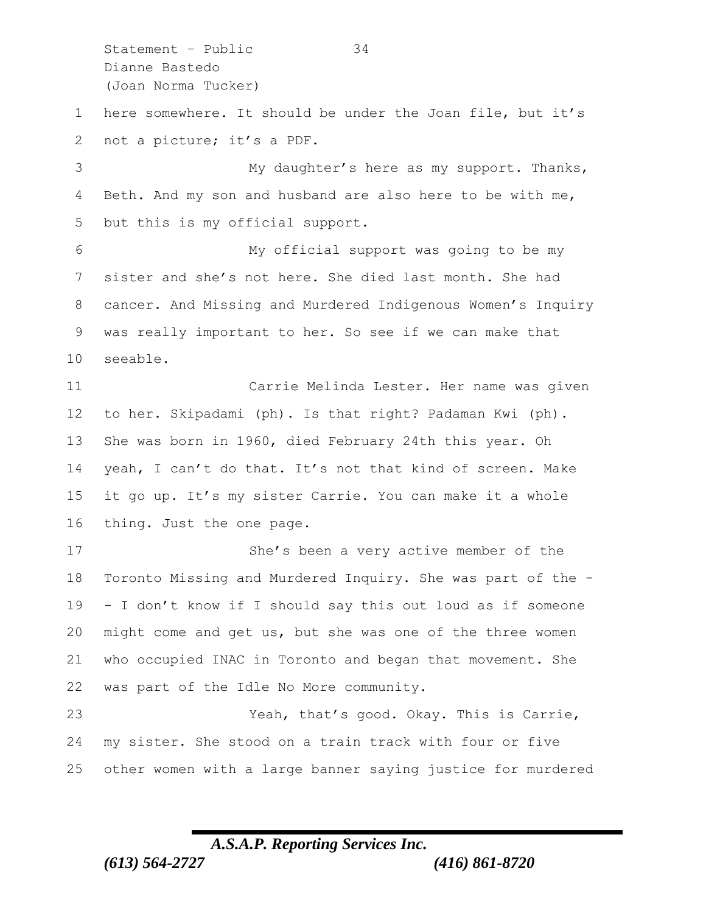here somewhere. It should be under the Joan file, but it's not a picture; it's a PDF.

My daughter's here as my support. Thanks, Beth. And my son and husband are also here to be with me, but this is my official support.

My official support was going to be my sister and she's not here. She died last month. She had cancer. And Missing and Murdered Indigenous Women's Inquiry was really important to her. So see if we can make that seeable.

Carrie Melinda Lester. Her name was given to her. Skipadami (ph). Is that right? Padaman Kwi (ph). She was born in 1960, died February 24th this year. Oh yeah, I can't do that. It's not that kind of screen. Make it go up. It's my sister Carrie. You can make it a whole thing. Just the one page.

She's been a very active member of the Toronto Missing and Murdered Inquiry. She was part of the -- I don't know if I should say this out loud as if someone might come and get us, but she was one of the three women who occupied INAC in Toronto and began that movement. She was part of the Idle No More community.

Yeah, that's good. Okay. This is Carrie, my sister. She stood on a train track with four or five other women with a large banner saying justice for murdered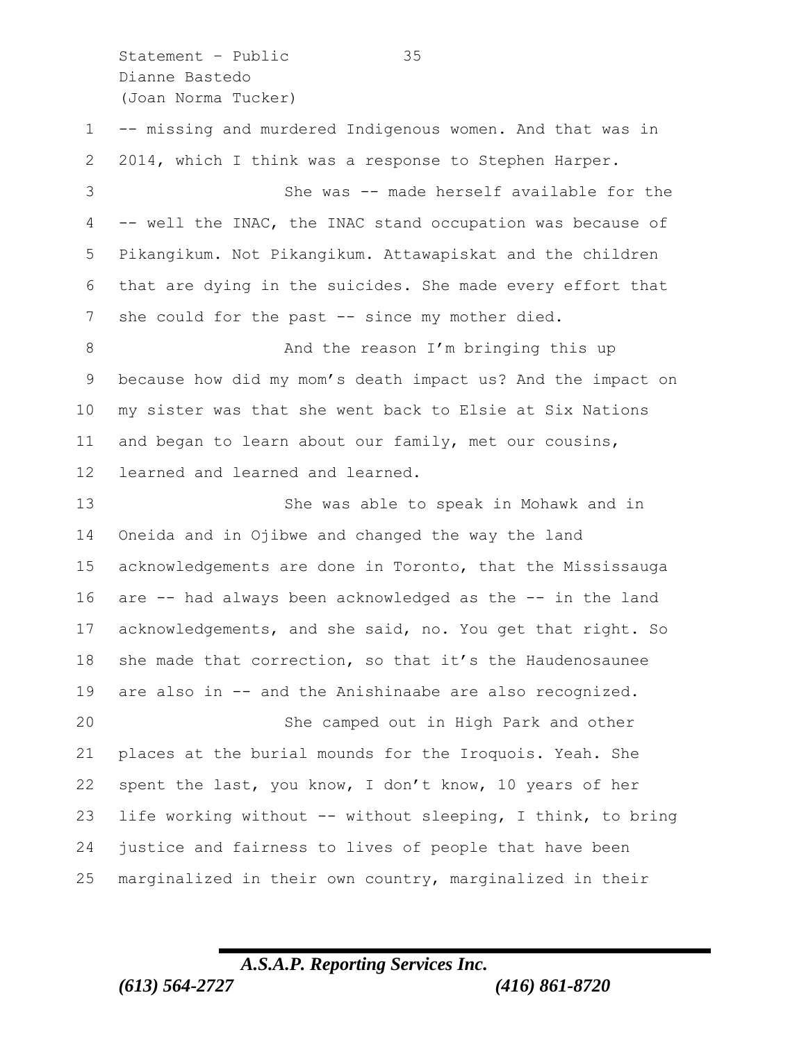-- missing and murdered Indigenous women. And that was in 2014, which I think was a response to Stephen Harper.

She was -- made herself available for the -- well the INAC, the INAC stand occupation was because of Pikangikum. Not Pikangikum. Attawapiskat and the children that are dying in the suicides. She made every effort that she could for the past -- since my mother died.

And the reason I'm bringing this up because how did my mom's death impact us? And the impact on my sister was that she went back to Elsie at Six Nations and began to learn about our family, met our cousins, learned and learned and learned.

She was able to speak in Mohawk and in Oneida and in Ojibwe and changed the way the land acknowledgements are done in Toronto, that the Mississauga are -- had always been acknowledged as the -- in the land acknowledgements, and she said, no. You get that right. So she made that correction, so that it's the Haudenosaunee are also in -- and the Anishinaabe are also recognized.

She camped out in High Park and other places at the burial mounds for the Iroquois. Yeah. She spent the last, you know, I don't know, 10 years of her life working without -- without sleeping, I think, to bring justice and fairness to lives of people that have been marginalized in their own country, marginalized in their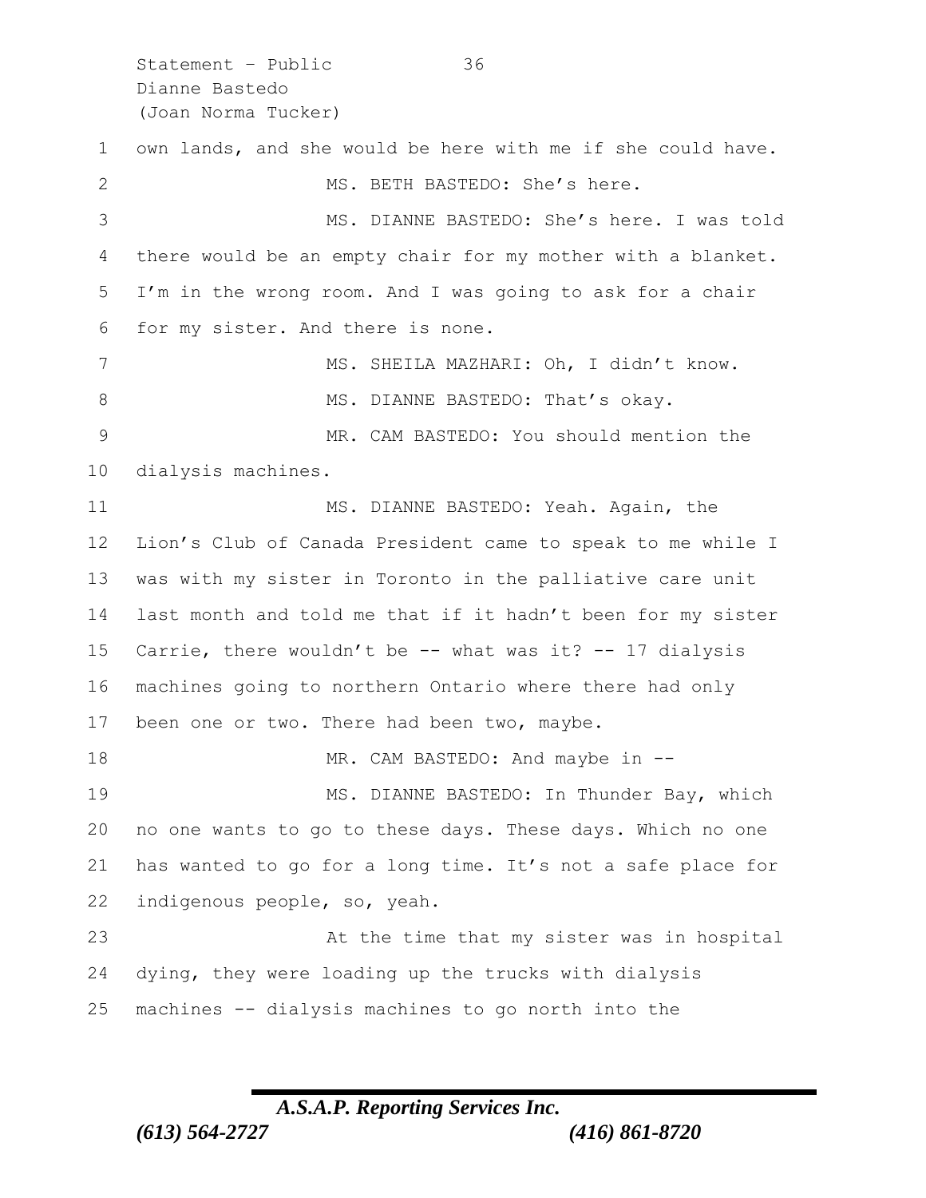own lands, and she would be here with me if she could have.

MS. BETH BASTEDO: She's here.

MS. DIANNE BASTEDO: She's here. I was told there would be an empty chair for my mother with a blanket. I'm in the wrong room. And I was going to ask for a chair for my sister. And there is none.

MS. SHEILA MAZHARI: Oh, I didn't know.

MS. DIANNE BASTEDO: That's okay.

MR. CAM BASTEDO: You should mention the dialysis machines.

MS. DIANNE BASTEDO: Yeah. Again, the Lion's Club of Canada President came to speak to me while I was with my sister in Toronto in the palliative care unit last month and told me that if it hadn't been for my sister Carrie, there wouldn't be -- what was it? -- 17 dialysis machines going to northern Ontario where there had only been one or two. There had been two, maybe.

MR. CAM BASTEDO: And maybe in --

MS. DIANNE BASTEDO: In Thunder Bay, which no one wants to go to these days. These days. Which no one has wanted to go for a long time. It's not a safe place for indigenous people, so, yeah.

At the time that my sister was in hospital dying, they were loading up the trucks with dialysis machines -- dialysis machines to go north into the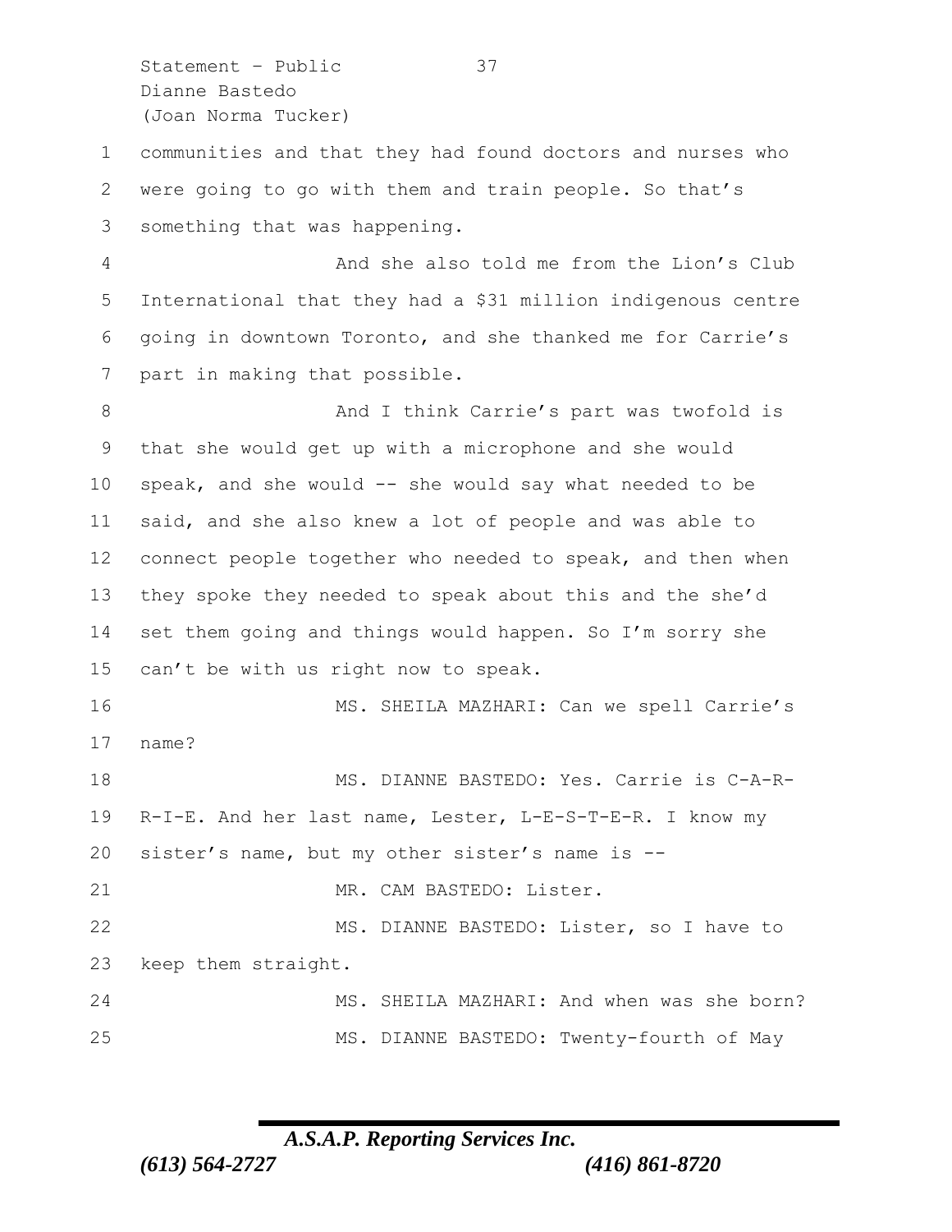communities and that they had found doctors and nurses who were going to go with them and train people. So that's something that was happening.

And she also told me from the Lion's Club International that they had a $31 million indigenous centre going in downtown Toronto, and she thanked me for Carrie's part in making that possible.

And I think Carrie's part was twofold is that she would get up with a microphone and she would speak, and she would -- she would say what needed to be said, and she also knew a lot of people and was able to connect people together who needed to speak, and then when they spoke they needed to speak about this and the she'd set them going and things would happen. So I'm sorry she can't be with us right now to speak.

MS. SHEILA MAZHARI: Can we spell Carrie's name?

MS. DIANNE BASTEDO: Yes. Carrie is C-A-R-R-I-E. And her last name, Lester, L-E-S-T-E-R. I know my sister's name, but my other sister's name is --

MR. CAM BASTEDO: Lister.

MS. DIANNE BASTEDO: Lister, so I have to keep them straight.

MS. SHEILA MAZHARI: And when was she born?

MS. DIANNE BASTEDO: Twenty-fourth of May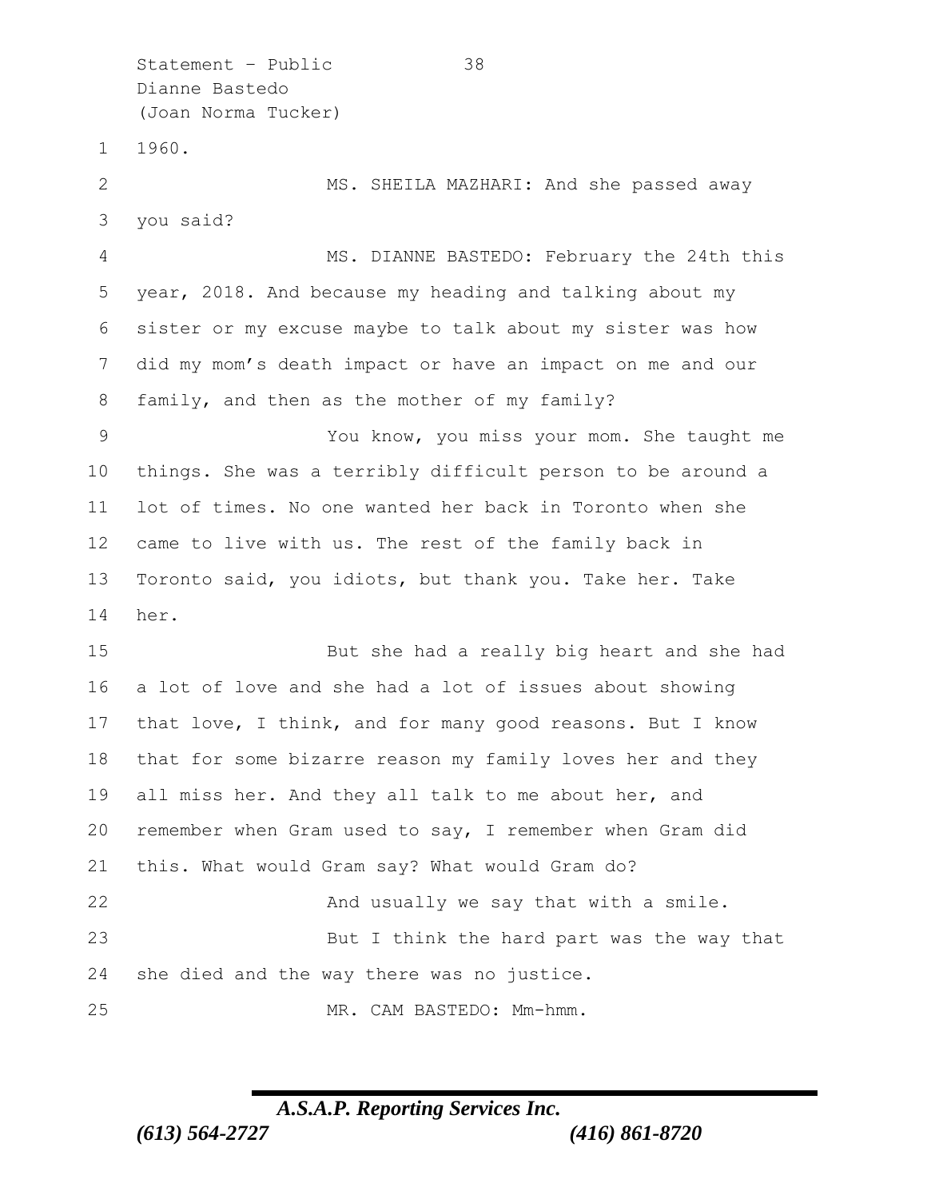1960.

MS. SHEILA MAZHARI: And she passed away you said?

MS. DIANNE BASTEDO: February the 24th this year, 2018. And because my heading and talking about my sister or my excuse maybe to talk about my sister was how did my mom's death impact or have an impact on me and our family, and then as the mother of my family?

You know, you miss your mom. She taught me things. She was a terribly difficult person to be around a lot of times. No one wanted her back in Toronto when she came to live with us. The rest of the family back in Toronto said, you idiots, but thank you. Take her. Take her.

But she had a really big heart and she had a lot of love and she had a lot of issues about showing that love, I think, and for many good reasons. But I know that for some bizarre reason my family loves her and they all miss her. And they all talk to me about her, and remember when Gram used to say, I remember when Gram did this. What would Gram say? What would Gram do?

And usually we say that with a smile.

But I think the hard part was the way that she died and the way there was no justice.

MR. CAM BASTEDO: Mm-hmm.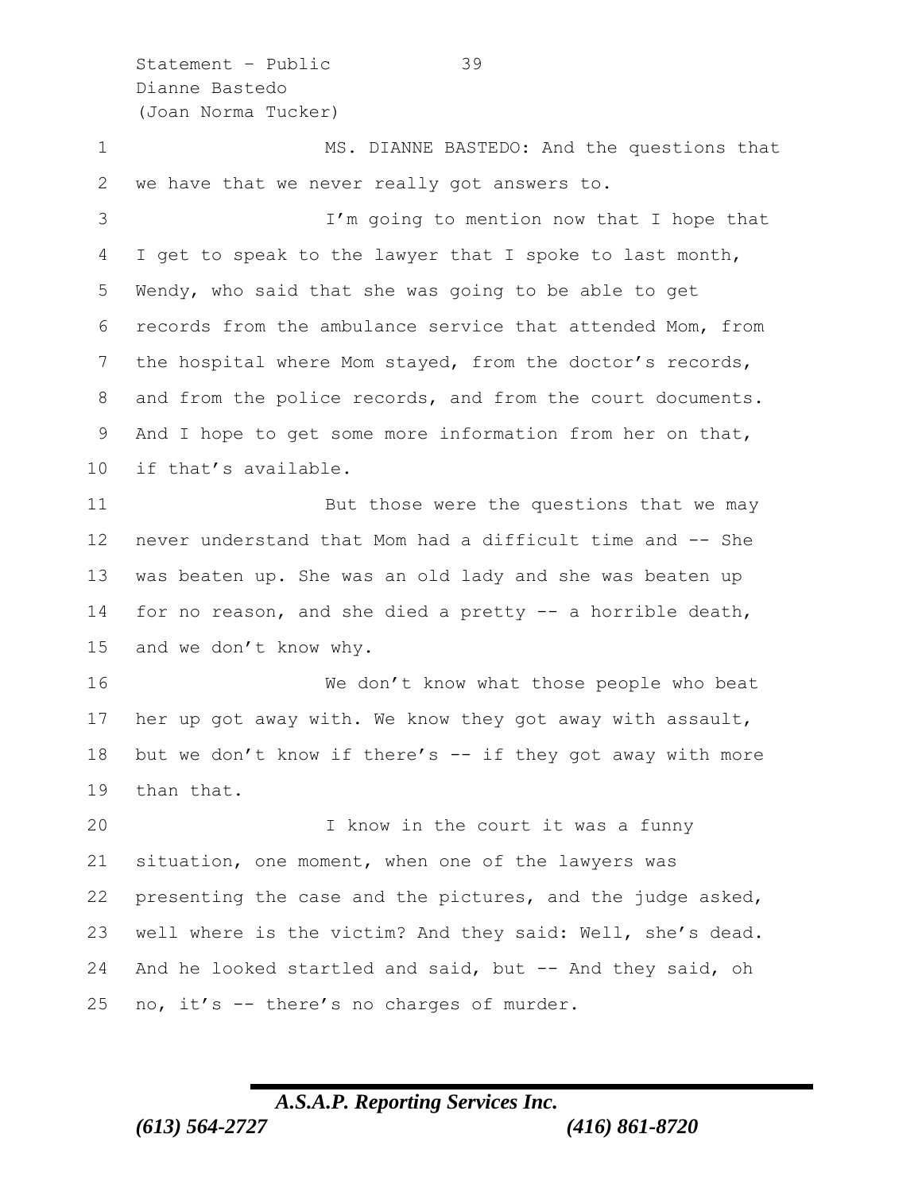MS. DIANNE BASTEDO: And the questions that we have that we never really got answers to.

I'm going to mention now that I hope that I get to speak to the lawyer that I spoke to last month, Wendy, who said that she was going to be able to get records from the ambulance service that attended Mom, from the hospital where Mom stayed, from the doctor's records, and from the police records, and from the court documents. And I hope to get some more information from her on that, if that's available.

But those were the questions that we may never understand that Mom had a difficult time and -- She was beaten up. She was an old lady and she was beaten up for no reason, and she died a pretty -- a horrible death, and we don't know why.

We don't know what those people who beat her up got away with. We know they got away with assault, but we don't know if there's -- if they got away with more than that.

I know in the court it was a funny situation, one moment, when one of the lawyers was presenting the case and the pictures, and the judge asked, well where is the victim? And they said: Well, she's dead. And he looked startled and said, but -- And they said, oh no, it's -- there's no charges of murder.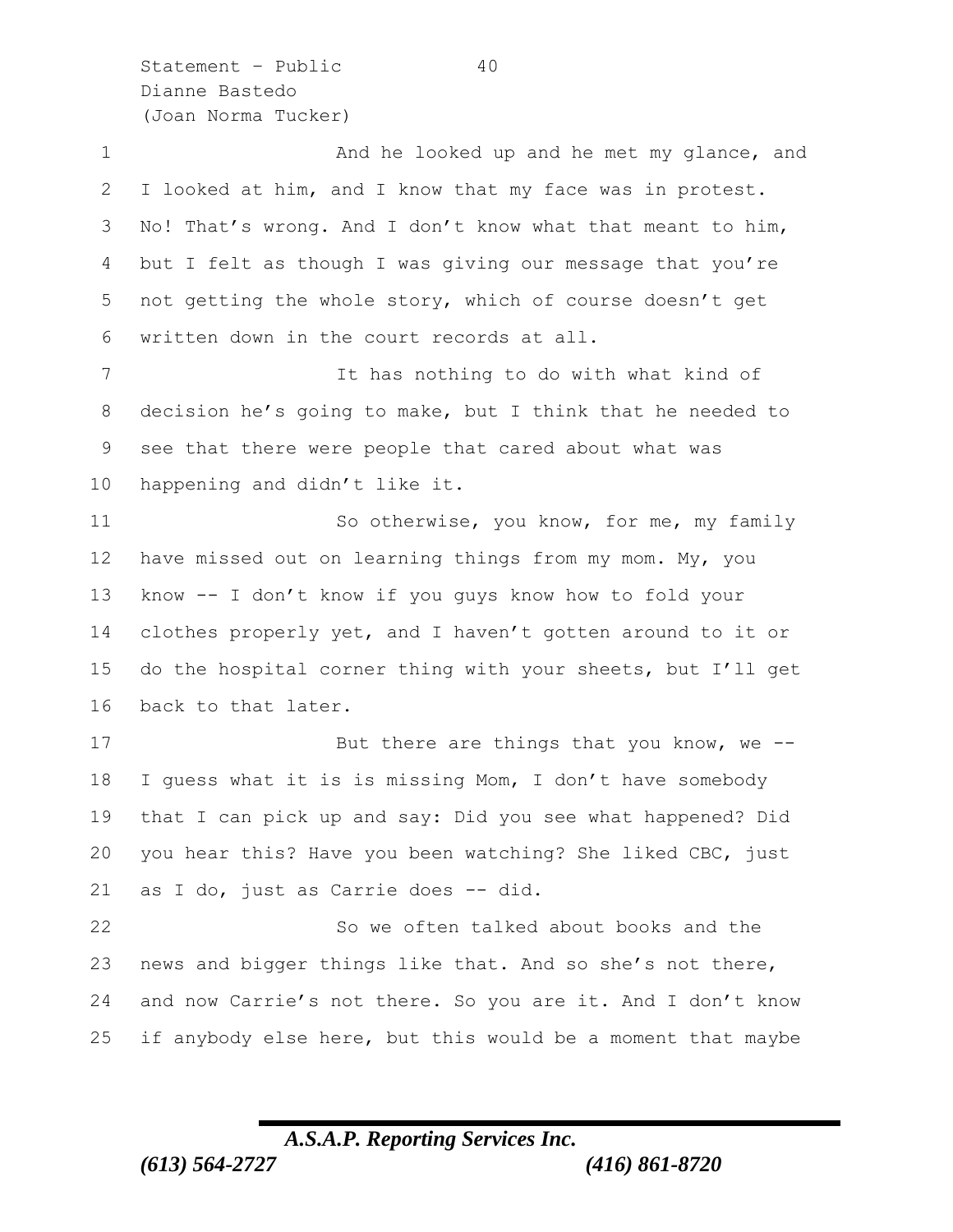And he looked up and he met my glance, and I looked at him, and I know that my face was in protest. No! That's wrong. And I don't know what that meant to him, but I felt as though I was giving our message that you're not getting the whole story, which of course doesn't get written down in the court records at all.

It has nothing to do with what kind of decision he's going to make, but I think that he needed to see that there were people that cared about what was happening and didn't like it.

So otherwise, you know, for me, my family have missed out on learning things from my mom. My, you know -- I don't know if you guys know how to fold your clothes properly yet, and I haven't gotten around to it or do the hospital corner thing with your sheets, but I'll get back to that later.

But there are things that you know, we -- I guess what it is is missing Mom, I don't have somebody that I can pick up and say: Did you see what happened? Did you hear this? Have you been watching? She liked CBC, just as I do, just as Carrie does -- did.

So we often talked about books and the news and bigger things like that. And so she's not there, and now Carrie's not there. So you are it. And I don't know if anybody else here, but this would be a moment that maybe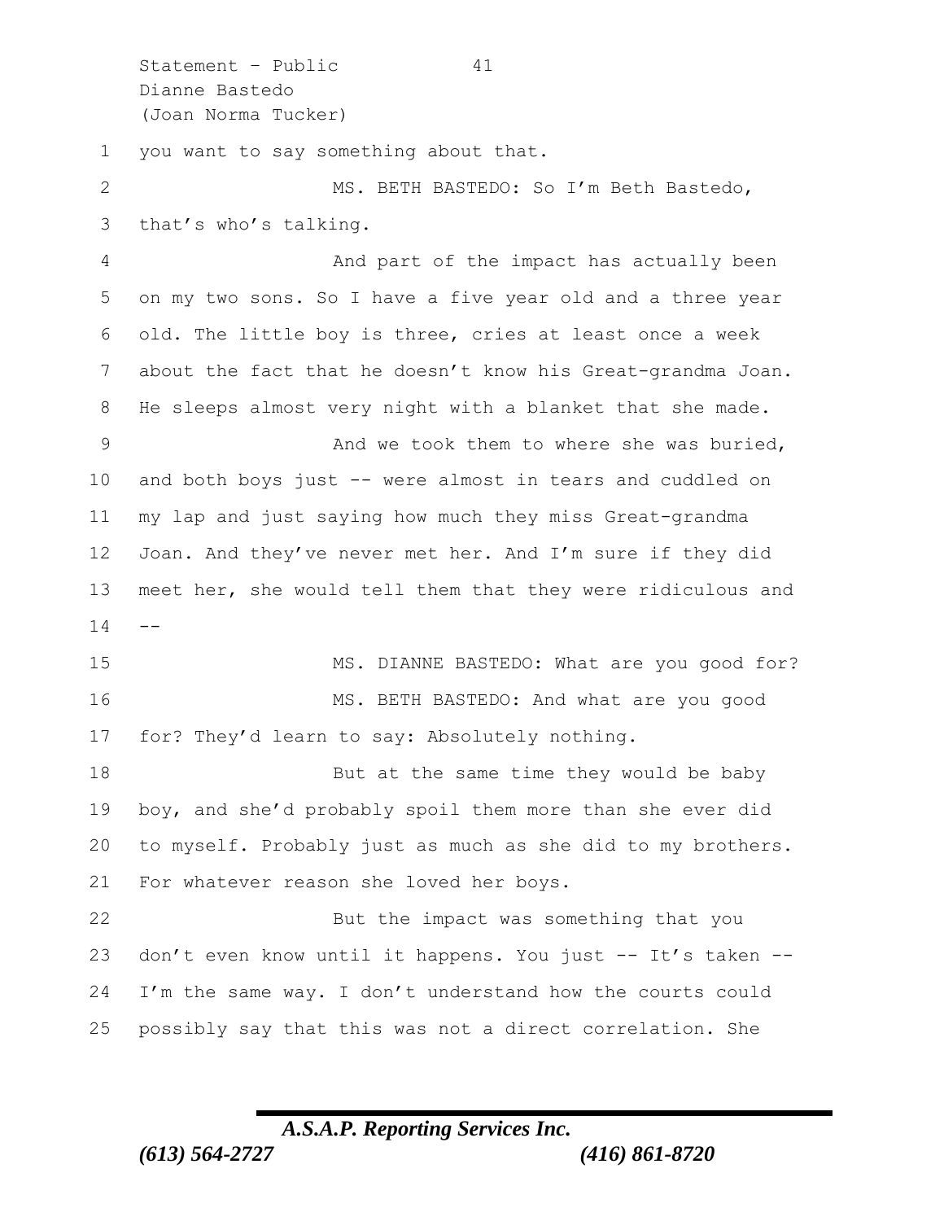you want to say something about that.

MS. BETH BASTEDO: So I'm Beth Bastedo, that's who's talking.

And part of the impact has actually been on my two sons. So I have a five year old and a three year old. The little boy is three, cries at least once a week about the fact that he doesn't know his Great-grandma Joan. He sleeps almost very night with a blanket that she made.

And we took them to where she was buried, and both boys just -- were almost in tears and cuddled on my lap and just saying how much they miss Great-grandma Joan. And they've never met her. And I'm sure if they did meet her, she would tell them that they were ridiculous and --

MS. DIANNE BASTEDO: What are you good for?

MS. BETH BASTEDO: And what are you good for? They'd learn to say: Absolutely nothing.

But at the same time they would be baby boy, and she'd probably spoil them more than she ever did to myself. Probably just as much as she did to my brothers. For whatever reason she loved her boys.

But the impact was something that you don't even know until it happens. You just -- It's taken -- I'm the same way. I don't understand how the courts could possibly say that this was not a direct correlation. She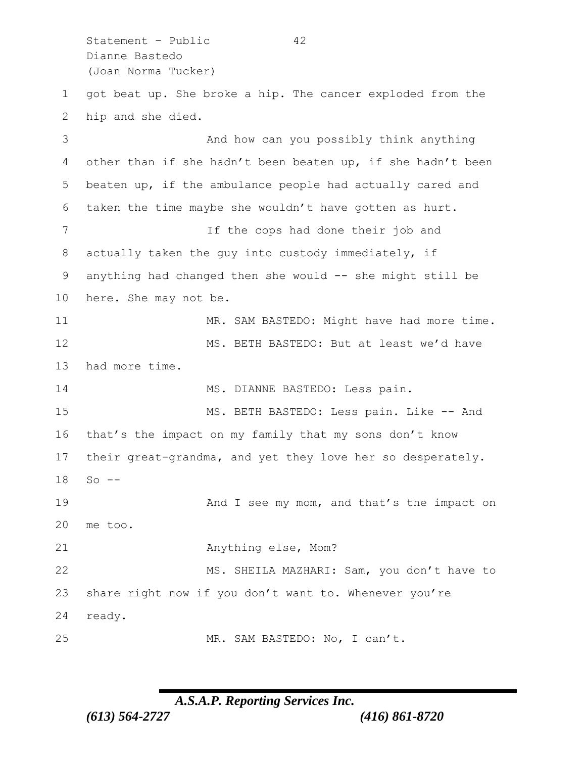got beat up. She broke a hip. The cancer exploded from the hip and she died.

And how can you possibly think anything other than if she hadn't been beaten up, if she hadn't been beaten up, if the ambulance people had actually cared and taken the time maybe she wouldn't have gotten as hurt.

If the cops had done their job and actually taken the guy into custody immediately, if anything had changed then she would -- she might still be here. She may not be.

MR. SAM BASTEDO: Might have had more time.

MS. BETH BASTEDO: But at least we'd have had more time.

MS. DIANNE BASTEDO: Less pain.

MS. BETH BASTEDO: Less pain. Like -- And that's the impact on my family that my sons don't know their great-grandma, and yet they love her so desperately. So --

And I see my mom, and that's the impact on me too.

Anything else, Mom?

MS. SHEILA MAZHARI: Sam, you don't have to share right now if you don't want to. Whenever you're ready.

MR. SAM BASTEDO: No, I can't.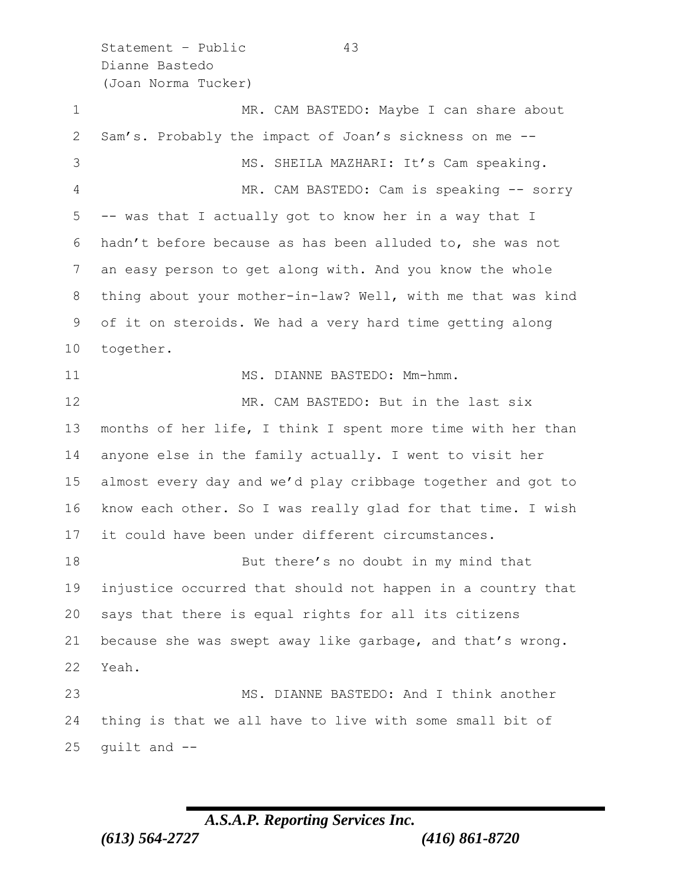MR. CAM BASTEDO: Maybe I can share about Sam's. Probably the impact of Joan's sickness on me --

MS. SHEILA MAZHARI: It's Cam speaking.

MR. CAM BASTEDO: Cam is speaking -- sorry -- was that I actually got to know her in a way that I hadn't before because as has been alluded to, she was not an easy person to get along with. And you know the whole thing about your mother-in-law? Well, with me that was kind of it on steroids. We had a very hard time getting along together.

MS. DIANNE BASTEDO: Mm-hmm.

MR. CAM BASTEDO: But in the last six months of her life, I think I spent more time with her than anyone else in the family actually. I went to visit her almost every day and we'd play cribbage together and got to know each other. So I was really glad for that time. I wish it could have been under different circumstances.

But there's no doubt in my mind that injustice occurred that should not happen in a country that says that there is equal rights for all its citizens because she was swept away like garbage, and that's wrong. Yeah.

MS. DIANNE BASTEDO: And I think another thing is that we all have to live with some small bit of guilt and --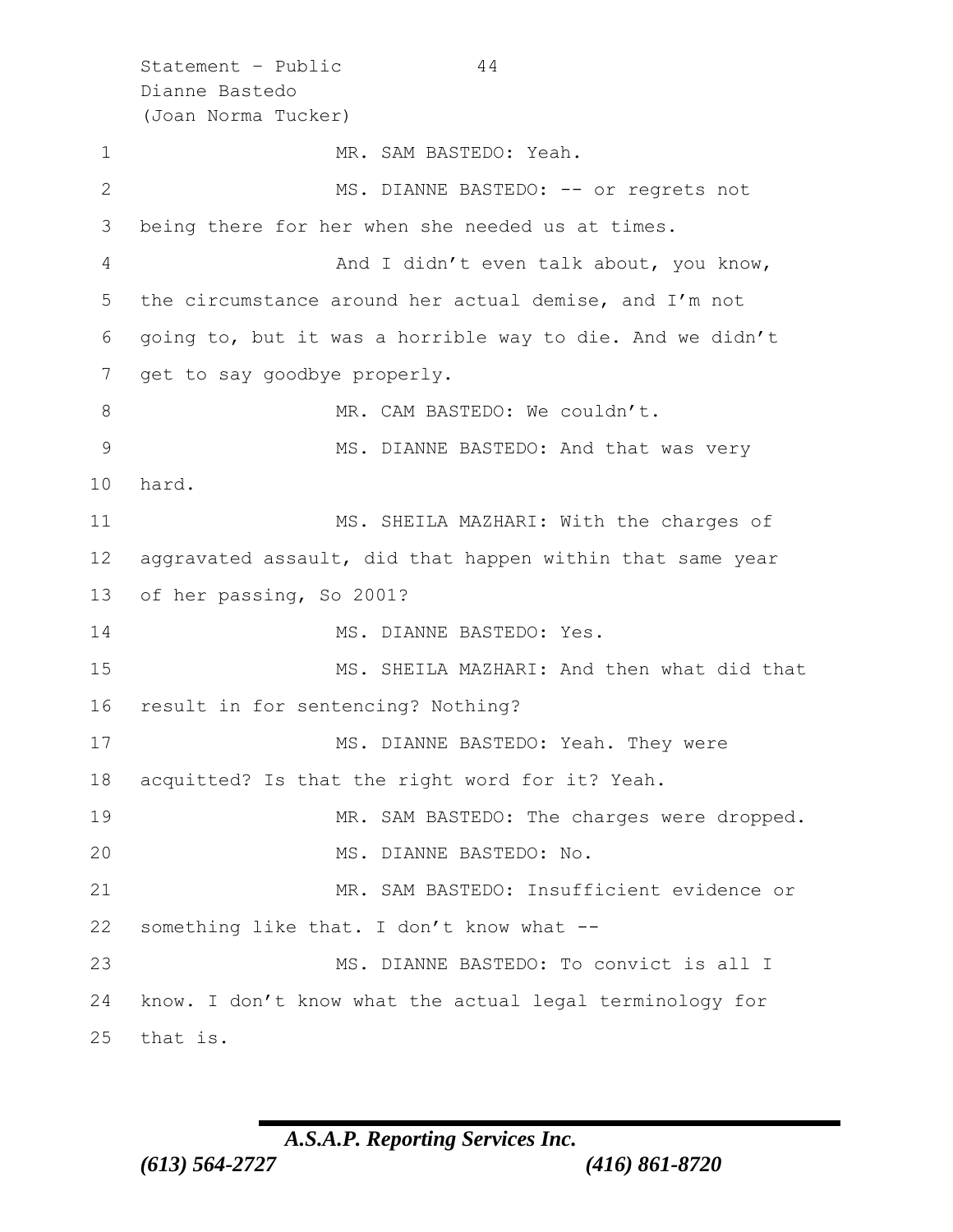MR. SAM BASTEDO: Yeah.

MS. DIANNE BASTEDO: -- or regrets not being there for her when she needed us at times.

And I didn't even talk about, you know, the circumstance around her actual demise, and I'm not going to, but it was a horrible way to die. And we didn't get to say goodbye properly.

MR. CAM BASTEDO: We couldn't.

MS. DIANNE BASTEDO: And that was very hard.

MS. SHEILA MAZHARI: With the charges of aggravated assault, did that happen within that same year of her passing, So 2001?

MS. DIANNE BASTEDO: Yes.

MS. SHEILA MAZHARI: And then what did that result in for sentencing? Nothing?

MS. DIANNE BASTEDO: Yeah. They were acquitted? Is that the right word for it? Yeah.

MR. SAM BASTEDO: The charges were dropped.

MS. DIANNE BASTEDO: No.

MR. SAM BASTEDO: Insufficient evidence or something like that. I don't know what --

MS. DIANNE BASTEDO: To convict is all I know. I don't know what the actual legal terminology for that is.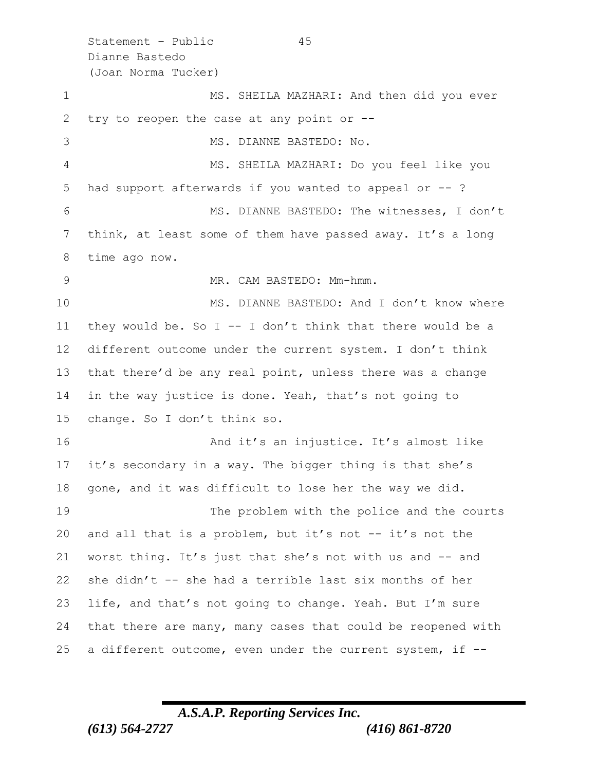MS. SHEILA MAZHARI: And then did you ever try to reopen the case at any point or --

MS. DIANNE BASTEDO: No.

MS. SHEILA MAZHARI: Do you feel like you had support afterwards if you wanted to appeal or -- ?

MS. DIANNE BASTEDO: The witnesses, I don't think, at least some of them have passed away. It's a long time ago now.

MR. CAM BASTEDO: Mm-hmm.

MS. DIANNE BASTEDO: And I don't know where they would be. So I -- I don't think that there would be a different outcome under the current system. I don't think that there'd be any real point, unless there was a change in the way justice is done. Yeah, that's not going to change. So I don't think so.

And it's an injustice. It's almost like it's secondary in a way. The bigger thing is that she's gone, and it was difficult to lose her the way we did.

The problem with the police and the courts and all that is a problem, but it's not -- it's not the worst thing. It's just that she's not with us and -- and she didn't -- she had a terrible last six months of her life, and that's not going to change. Yeah. But I'm sure that there are many, many cases that could be reopened with a different outcome, even under the current system, if --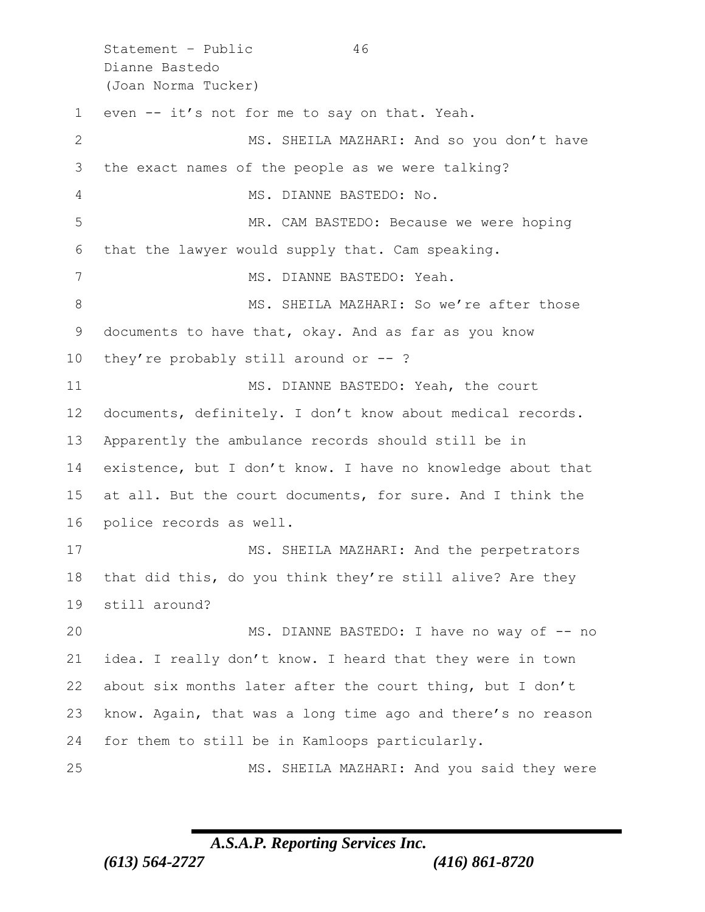even -- it's not for me to say on that. Yeah.

MS. SHEILA MAZHARI: And so you don't have the exact names of the people as we were talking?

MS. DIANNE BASTEDO: No.

MR. CAM BASTEDO: Because we were hoping that the lawyer would supply that. Cam speaking.

MS. DIANNE BASTEDO: Yeah.

MS. SHEILA MAZHARI: So we're after those documents to have that, okay. And as far as you know they're probably still around or -- ?

MS. DIANNE BASTEDO: Yeah, the court documents, definitely. I don't know about medical records. Apparently the ambulance records should still be in existence, but I don't know. I have no knowledge about that at all. But the court documents, for sure. And I think the police records as well.

MS. SHEILA MAZHARI: And the perpetrators that did this, do you think they're still alive? Are they still around?

MS. DIANNE BASTEDO: I have no way of -- no idea. I really don't know. I heard that they were in town about six months later after the court thing, but I don't know. Again, that was a long time ago and there's no reason for them to still be in Kamloops particularly.

MS. SHEILA MAZHARI: And you said they were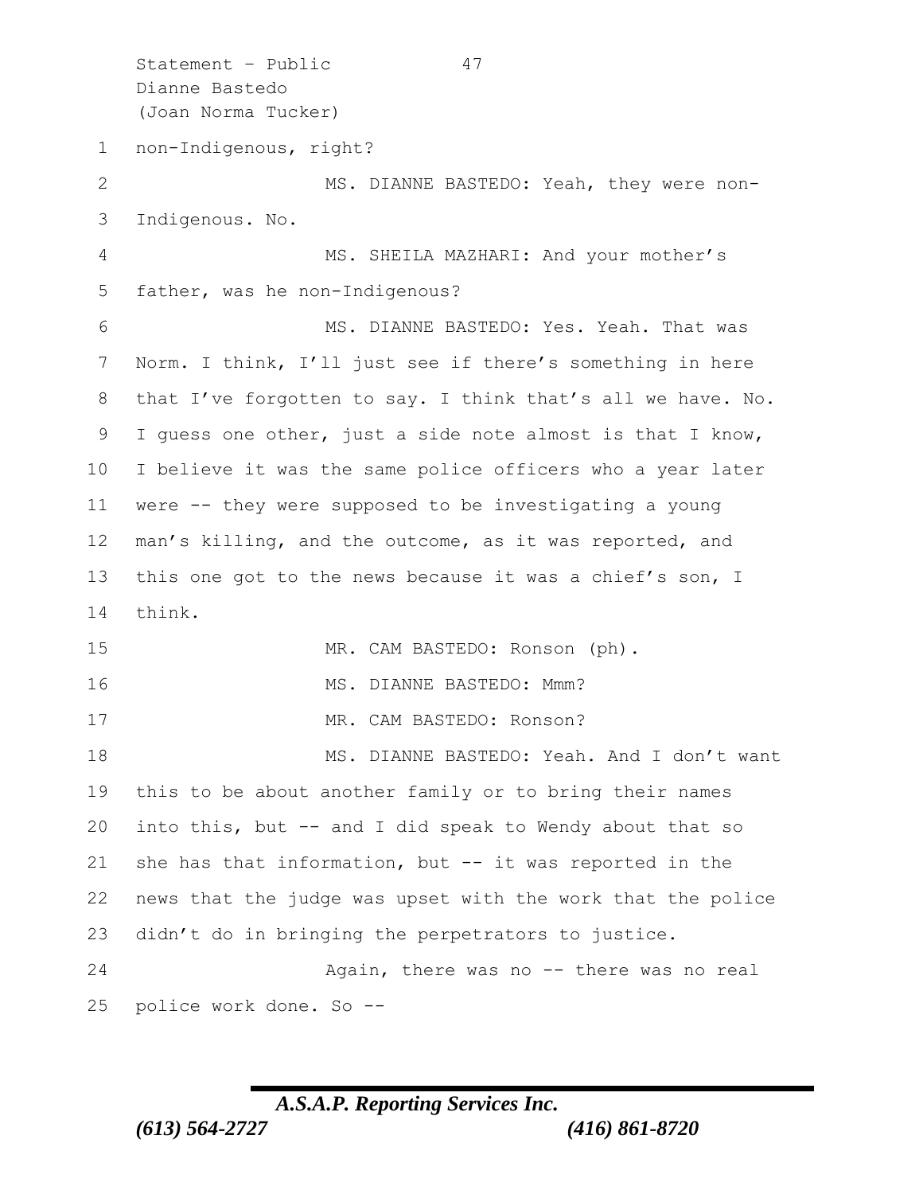non-Indigenous, right?

MS. DIANNE BASTEDO: Yeah, they were non-Indigenous. No.

MS. SHEILA MAZHARI: And your mother's father, was he non-Indigenous?

MS. DIANNE BASTEDO: Yes. Yeah. That was Norm. I think, I'll just see if there's something in here that I've forgotten to say. I think that's all we have. No. I guess one other, just a side note almost is that I know, I believe it was the same police officers who a year later were -- they were supposed to be investigating a young man's killing, and the outcome, as it was reported, and this one got to the news because it was a chief's son, I think.

MR. CAM BASTEDO: Ronson (ph).

MS. DIANNE BASTEDO: Mmm?

MR. CAM BASTEDO: Ronson?

MS. DIANNE BASTEDO: Yeah. And I don't want this to be about another family or to bring their names into this, but -- and I did speak to Wendy about that so she has that information, but -- it was reported in the news that the judge was upset with the work that the police didn't do in bringing the perpetrators to justice.

Again, there was no -- there was no real police work done. So --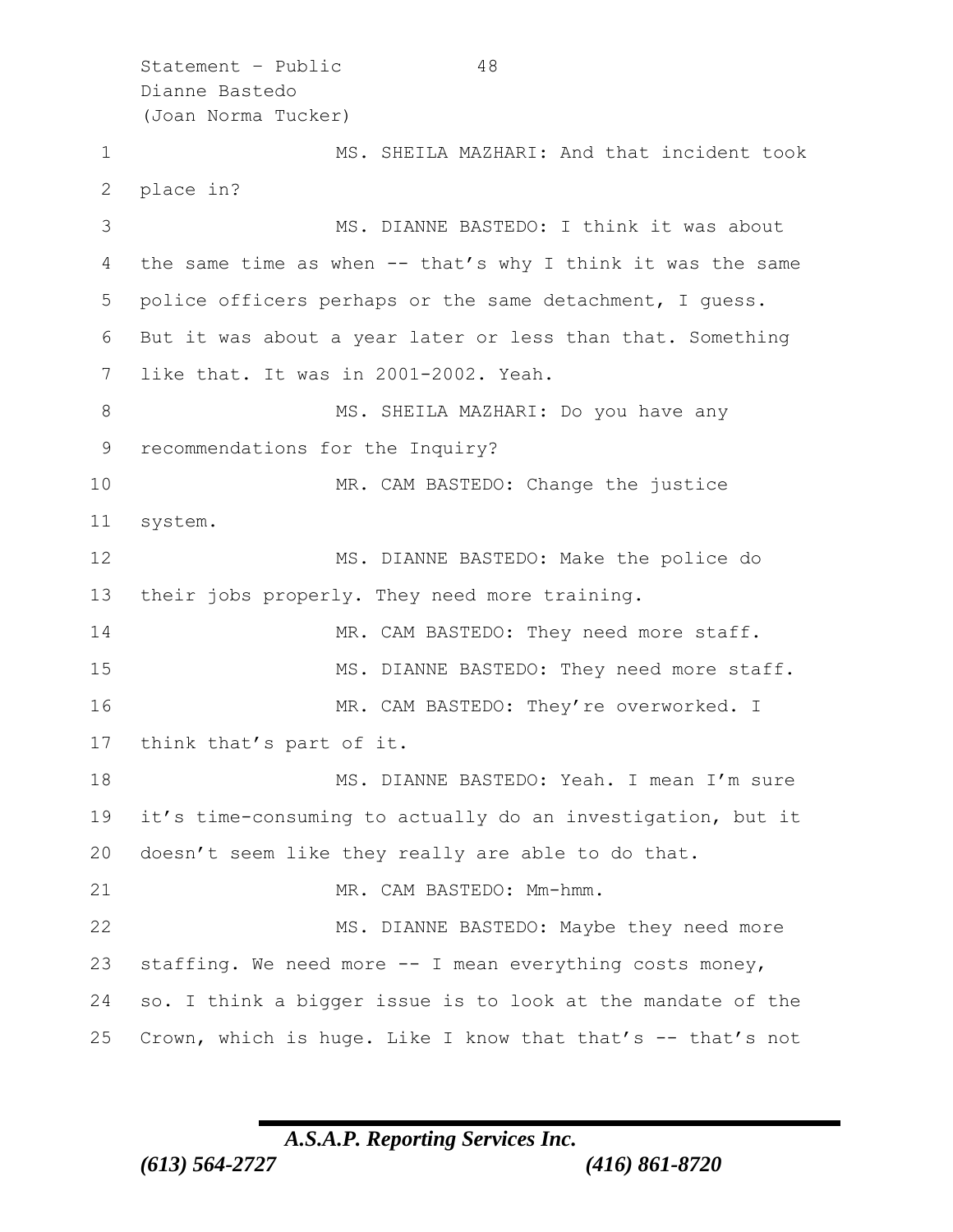MS. SHEILA MAZHARI: And that incident took place in?

MS. DIANNE BASTEDO: I think it was about the same time as when -- that's why I think it was the same police officers perhaps or the same detachment, I guess. But it was about a year later or less than that. Something like that. It was in 2001-2002. Yeah.

MS. SHEILA MAZHARI: Do you have any recommendations for the Inquiry?

MR. CAM BASTEDO: Change the justice system.

MS. DIANNE BASTEDO: Make the police do their jobs properly. They need more training.

MR. CAM BASTEDO: They need more staff.

MS. DIANNE BASTEDO: They need more staff.

MR. CAM BASTEDO: They're overworked. I think that's part of it.

MS. DIANNE BASTEDO: Yeah. I mean I'm sure it's time-consuming to actually do an investigation, but it doesn't seem like they really are able to do that.

MR. CAM BASTEDO: Mm-hmm.

MS. DIANNE BASTEDO: Maybe they need more staffing. We need more -- I mean everything costs money, so. I think a bigger issue is to look at the mandate of the Crown, which is huge. Like I know that that's -- that's not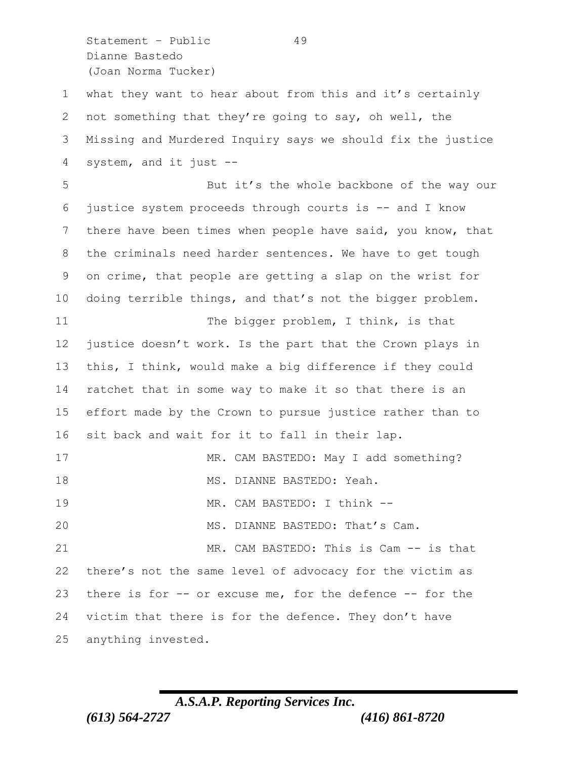what they want to hear about from this and it's certainly not something that they're going to say, oh well, the Missing and Murdered Inquiry says we should fix the justice system, and it just --

But it's the whole backbone of the way our justice system proceeds through courts is -- and I know there have been times when people have said, you know, that the criminals need harder sentences. We have to get tough on crime, that people are getting a slap on the wrist for doing terrible things, and that's not the bigger problem.

The bigger problem, I think, is that justice doesn't work. Is the part that the Crown plays in this, I think, would make a big difference if they could ratchet that in some way to make it so that there is an effort made by the Crown to pursue justice rather than to sit back and wait for it to fall in their lap.

MR. CAM BASTEDO: May I add something?

MS. DIANNE BASTEDO: Yeah.

MR. CAM BASTEDO: I think --

MS. DIANNE BASTEDO: That's Cam.

MR. CAM BASTEDO: This is Cam -- is that there's not the same level of advocacy for the victim as there is for -- or excuse me, for the defence -- for the victim that there is for the defence. They don't have anything invested.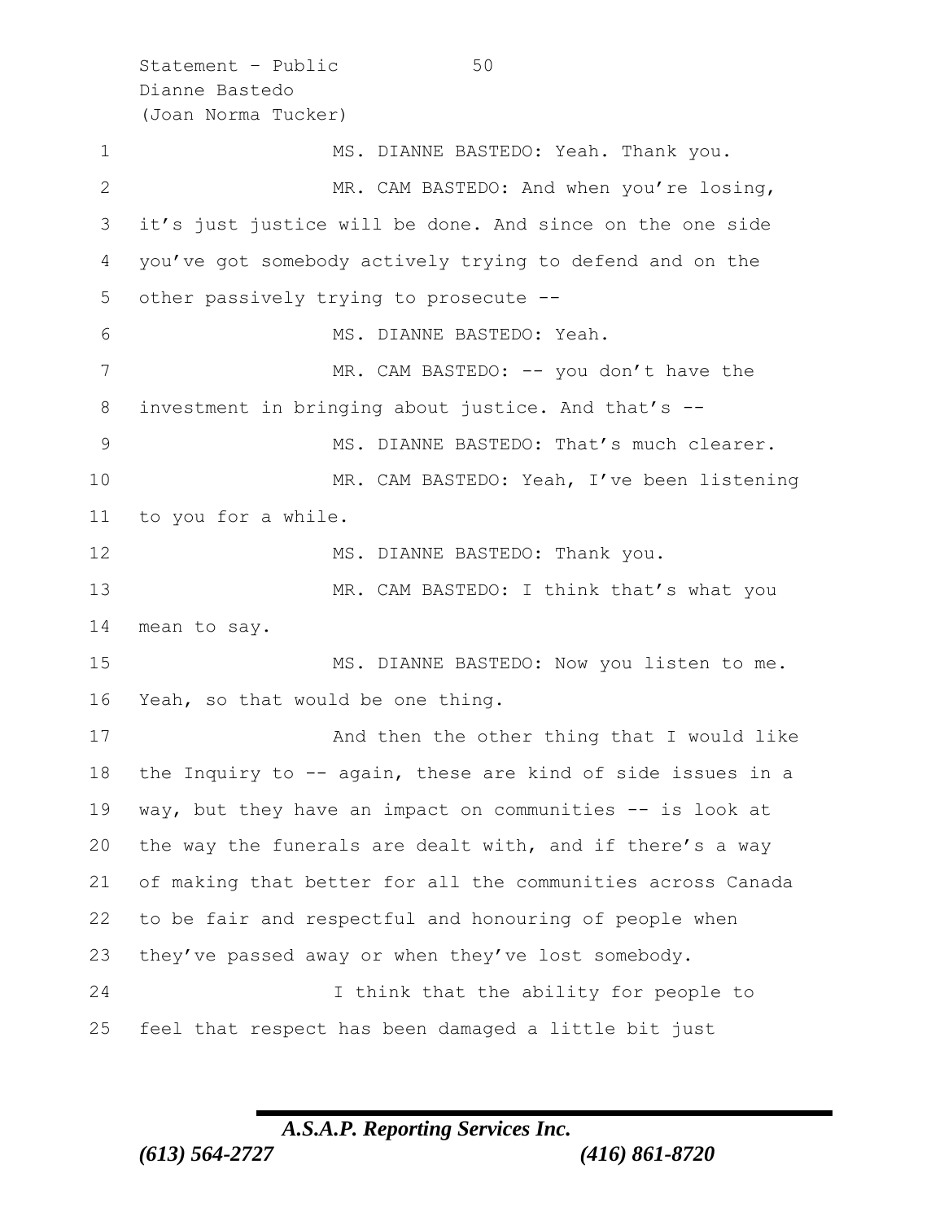MS. DIANNE BASTEDO: Yeah. Thank you.

MR. CAM BASTEDO: And when you're losing, it's just justice will be done. And since on the one side you've got somebody actively trying to defend and on the other passively trying to prosecute --

MS. DIANNE BASTEDO: Yeah.

MR. CAM BASTEDO: -- you don't have the investment in bringing about justice. And that's --

MS. DIANNE BASTEDO: That's much clearer.

MR. CAM BASTEDO: Yeah, I've been listening to you for a while.

MS. DIANNE BASTEDO: Thank you.

MR. CAM BASTEDO: I think that's what you mean to say.

MS. DIANNE BASTEDO: Now you listen to me. Yeah, so that would be one thing.

And then the other thing that I would like the Inquiry to -- again, these are kind of side issues in a way, but they have an impact on communities -- is look at the way the funerals are dealt with, and if there's a way of making that better for all the communities across Canada to be fair and respectful and honouring of people when they've passed away or when they've lost somebody.

I think that the ability for people to feel that respect has been damaged a little bit just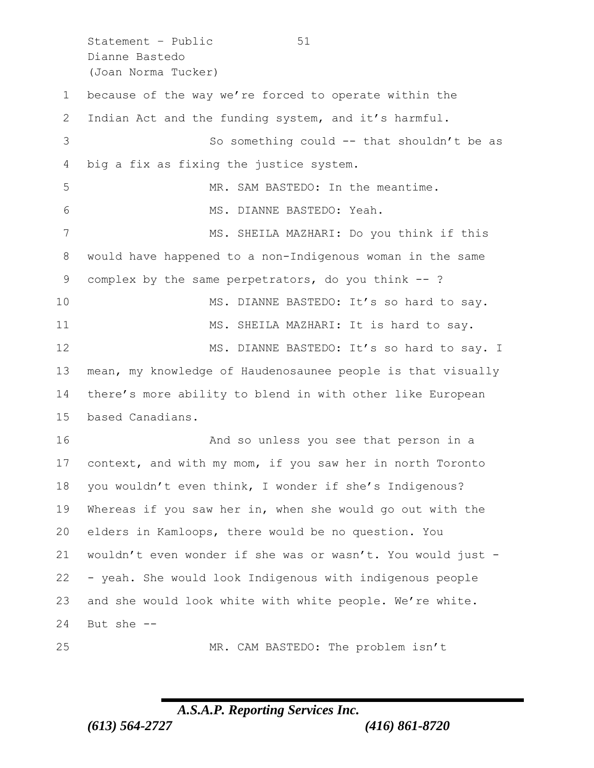because of the way we're forced to operate within the Indian Act and the funding system, and it's harmful.

So something could -- that shouldn't be as big a fix as fixing the justice system.

MR. SAM BASTEDO: In the meantime.

MS. DIANNE BASTEDO: Yeah.

MS. SHEILA MAZHARI: Do you think if this would have happened to a non-Indigenous woman in the same complex by the same perpetrators, do you think -- ?

MS. DIANNE BASTEDO: It's so hard to say.

MS. SHEILA MAZHARI: It is hard to say.

MS. DIANNE BASTEDO: It's so hard to say. I mean, my knowledge of Haudenosaunee people is that visually there's more ability to blend in with other like European based Canadians.

And so unless you see that person in a context, and with my mom, if you saw her in north Toronto you wouldn't even think, I wonder if she's Indigenous? Whereas if you saw her in, when she would go out with the elders in Kamloops, there would be no question. You wouldn't even wonder if she was or wasn't. You would just -- yeah. She would look Indigenous with indigenous people and she would look white with white people. We're white. But she --

MR. CAM BASTEDO: The problem isn't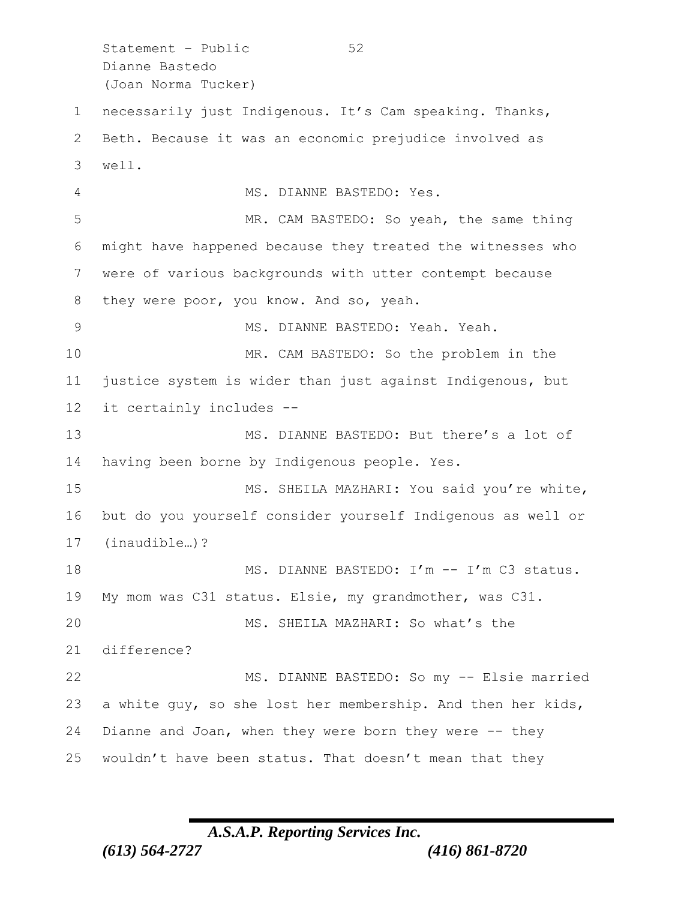necessarily just Indigenous. It's Cam speaking. Thanks, Beth. Because it was an economic prejudice involved as well.

MS. DIANNE BASTEDO: Yes.

MR. CAM BASTEDO: So yeah, the same thing might have happened because they treated the witnesses who were of various backgrounds with utter contempt because they were poor, you know. And so, yeah.

MS. DIANNE BASTEDO: Yeah. Yeah.

MR. CAM BASTEDO: So the problem in the justice system is wider than just against Indigenous, but it certainly includes --

MS. DIANNE BASTEDO: But there's a lot of having been borne by Indigenous people. Yes.

MS. SHEILA MAZHARI: You said you're white, but do you yourself consider yourself Indigenous as well or (inaudible…)?

MS. DIANNE BASTEDO: I'm -- I'm C3 status. My mom was C31 status. Elsie, my grandmother, was C31.

MS. SHEILA MAZHARI: So what's the difference?

MS. DIANNE BASTEDO: So my -- Elsie married a white guy, so she lost her membership. And then her kids, Dianne and Joan, when they were born they were -- they wouldn't have been status. That doesn't mean that they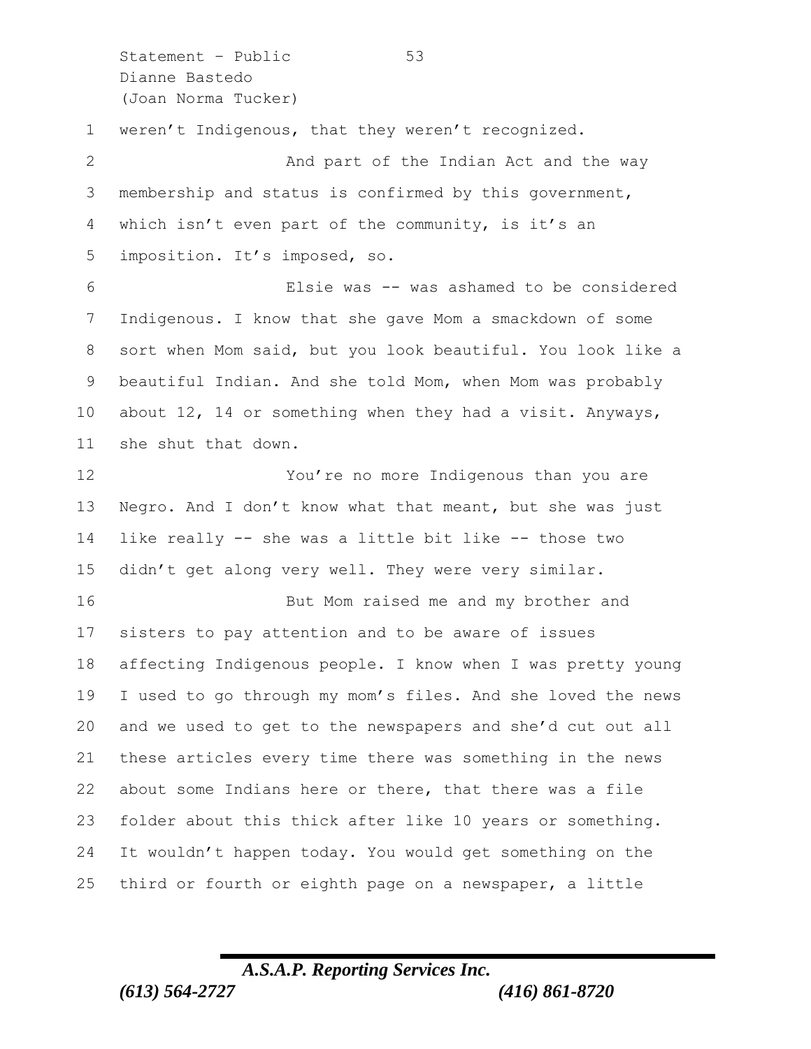weren't Indigenous, that they weren't recognized.

And part of the Indian Act and the way membership and status is confirmed by this government, which isn't even part of the community, is it's an imposition. It's imposed, so.

Elsie was -- was ashamed to be considered Indigenous. I know that she gave Mom a smackdown of some sort when Mom said, but you look beautiful. You look like a beautiful Indian. And she told Mom, when Mom was probably about 12, 14 or something when they had a visit. Anyways, she shut that down.

You're no more Indigenous than you are Negro. And I don't know what that meant, but she was just like really -- she was a little bit like -- those two didn't get along very well. They were very similar.

But Mom raised me and my brother and sisters to pay attention and to be aware of issues affecting Indigenous people. I know when I was pretty young I used to go through my mom's files. And she loved the news and we used to get to the newspapers and she'd cut out all these articles every time there was something in the news about some Indians here or there, that there was a file folder about this thick after like 10 years or something. It wouldn't happen today. You would get something on the third or fourth or eighth page on a newspaper, a little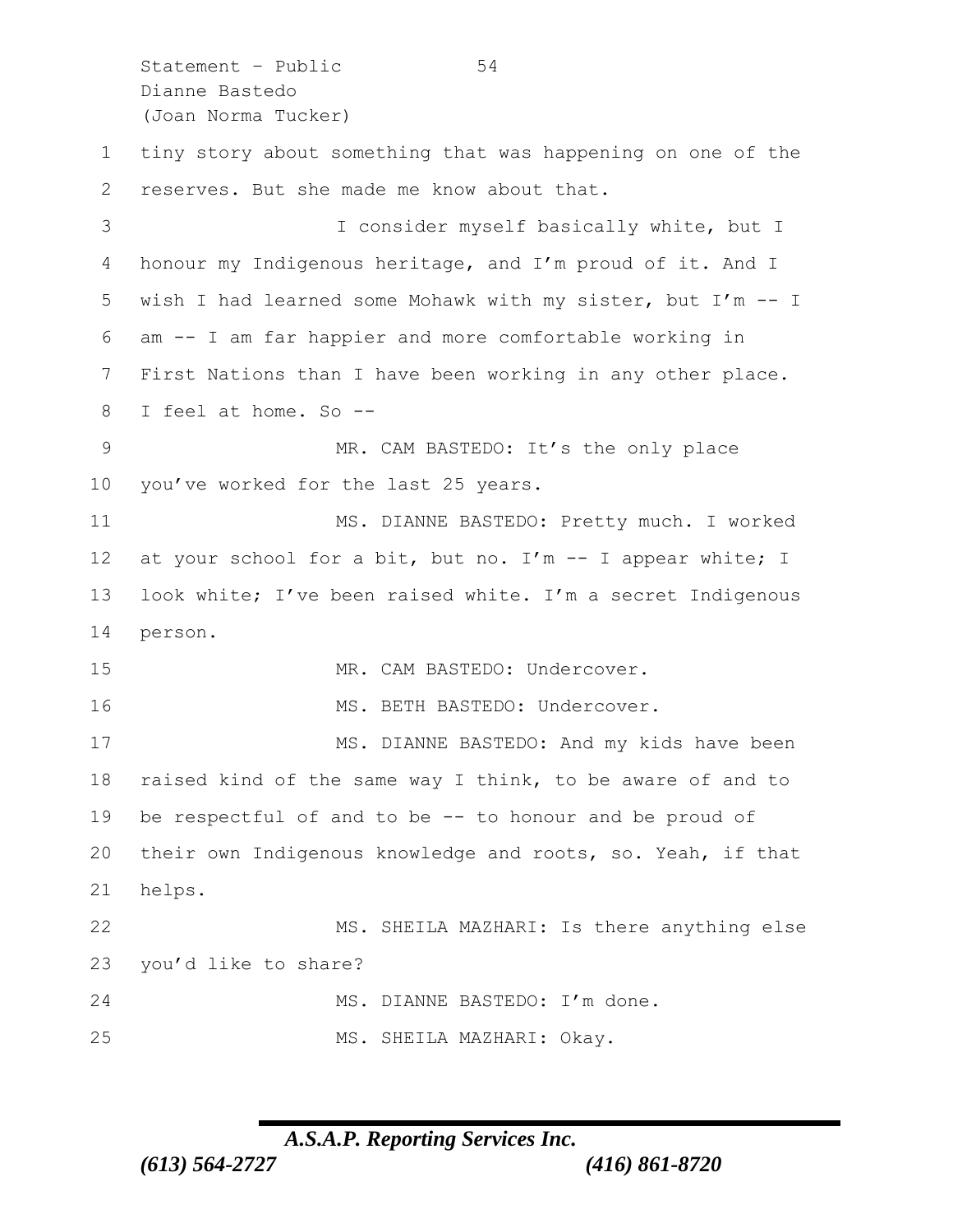tiny story about something that was happening on one of the reserves. But she made me know about that.

I consider myself basically white, but I honour my Indigenous heritage, and I'm proud of it. And I wish I had learned some Mohawk with my sister, but I'm -- I am -- I am far happier and more comfortable working in First Nations than I have been working in any other place. I feel at home. So --

MR. CAM BASTEDO: It's the only place you've worked for the last 25 years.

MS. DIANNE BASTEDO: Pretty much. I worked at your school for a bit, but no. I'm -- I appear white; I look white; I've been raised white. I'm a secret Indigenous person.

MR. CAM BASTEDO: Undercover.

MS. BETH BASTEDO: Undercover.

MS. DIANNE BASTEDO: And my kids have been raised kind of the same way I think, to be aware of and to be respectful of and to be -- to honour and be proud of their own Indigenous knowledge and roots, so. Yeah, if that helps.

MS. SHEILA MAZHARI: Is there anything else you'd like to share?

MS. DIANNE BASTEDO: I'm done.

MS. SHEILA MAZHARI: Okay.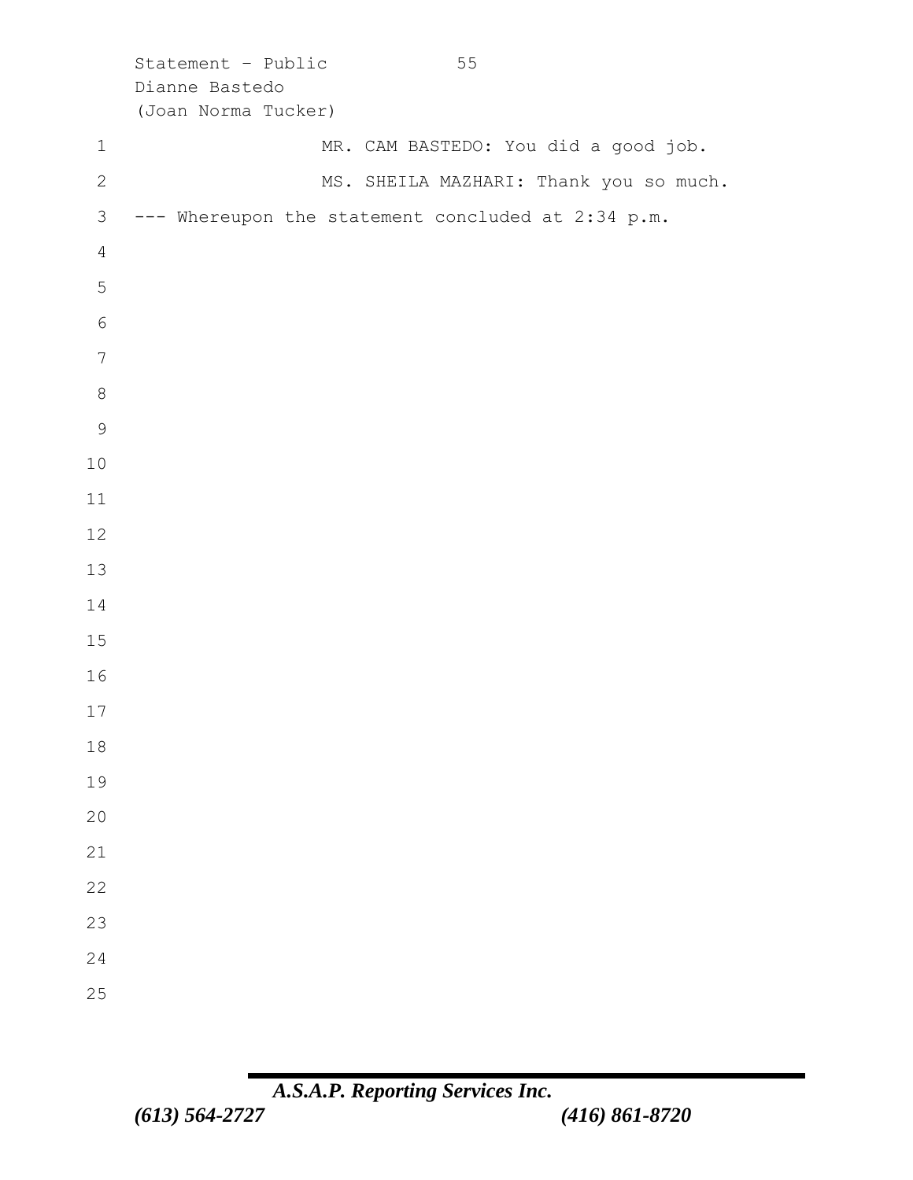MR. CAM BASTEDO: You did a good job.

MS. SHEILA MAZHARI: Thank you so much.

--- Whereupon the statement concluded at 2:34 p.m.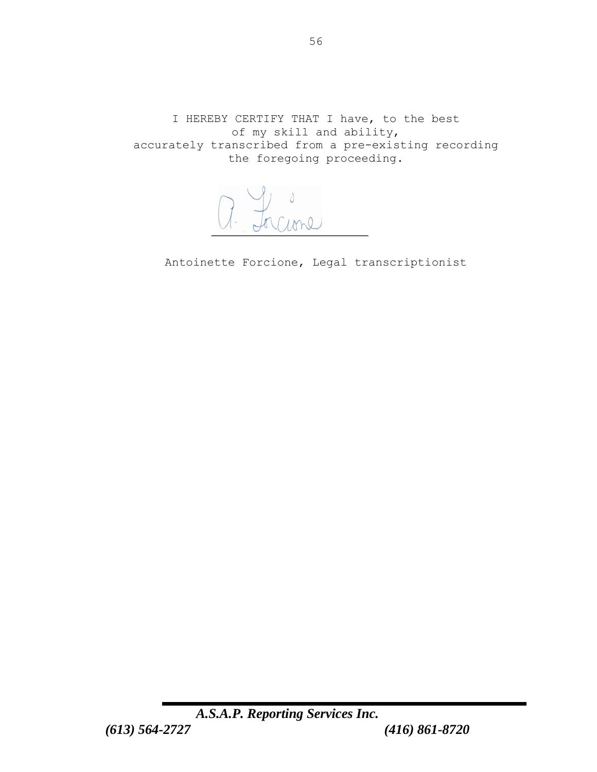I HEREBY CERTIFY THAT I have, to the best
of my skill and ability,
accurately transcribed from a pre-existing recording
the foregoing proceeding.

A. Forcione

Antoinette Forcione, Legal transcriptionist